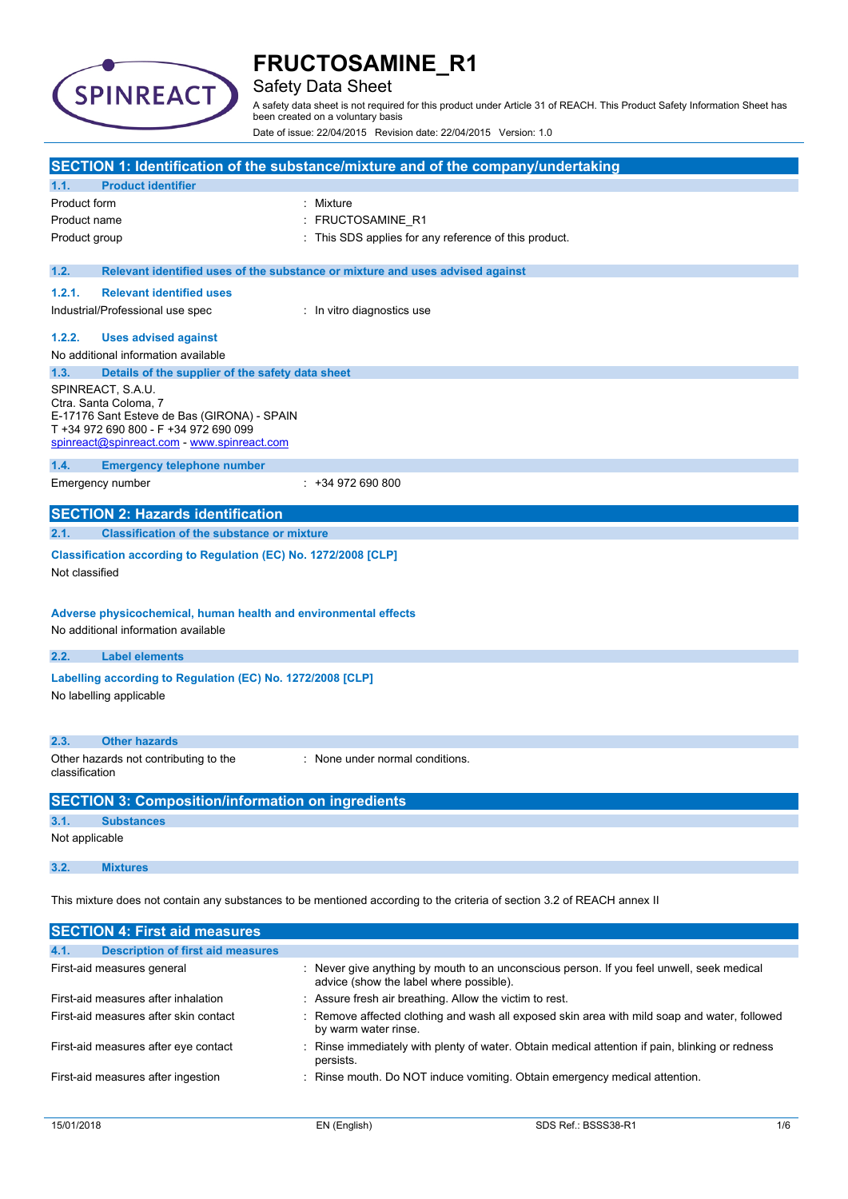# FRUCTOSAMINE_R1

## Safety Data Sheet

A safety data sheet is not required for this product under Article 31 of REACH. This Product Safety Information Sheet has been created on a voluntary basis

Date of issue: 22/04/2015 Revision date: 22/04/2015 Version: 1.0

## SECTION 1: Identification of the substance/mixture and of the company/undertaking

### 1.1. Product identifier

Product form : Mixture

Product name : FRUCTOSAMINE_R1

Product group : This SDS applies for any reference of this product.

### 1.2. Relevant identified uses of the substance or mixture and uses advised against

#### 1.2.1. Relevant identified uses

Industrial/Professional use spec : In vitro diagnostics use

#### 1.2.2. Uses advised against

No additional information available

### 1.3. Details of the supplier of the safety data sheet

SPINREACT, S.A.U.
Ctra. Santa Coloma, 7
E-17176 Sant Esteve de Bas (GIRONA) - SPAIN
T +34 972 690 800 - F +34 972 690 099
spinreact@spinreact.com - www.spinreact.com

### 1.4. Emergency telephone number

Emergency number : +34 972 690 800

## SECTION 2: Hazards identification

### 2.1. Classification of the substance or mixture

**Classification according to Regulation (EC) No. 1272/2008 [CLP]**

Not classified

**Adverse physicochemical, human health and environmental effects**

No additional information available

### 2.2. Label elements

**Labelling according to Regulation (EC) No. 1272/2008 [CLP]**

No labelling applicable

### 2.3. Other hazards

Other hazards not contributing to the classification : None under normal conditions.

## SECTION 3: Composition/information on ingredients

### 3.1. Substances

Not applicable

### 3.2. Mixtures

This mixture does not contain any substances to be mentioned according to the criteria of section 3.2 of REACH annex II

## SECTION 4: First aid measures

### 4.1. Description of first aid measures

First-aid measures general : Never give anything by mouth to an unconscious person. If you feel unwell, seek medical advice (show the label where possible).

First-aid measures after inhalation : Assure fresh air breathing. Allow the victim to rest.

First-aid measures after skin contact : Remove affected clothing and wash all exposed skin area with mild soap and water, followed by warm water rinse.

First-aid measures after eye contact : Rinse immediately with plenty of water. Obtain medical attention if pain, blinking or redness persists.

First-aid measures after ingestion : Rinse mouth. Do NOT induce vomiting. Obtain emergency medical attention.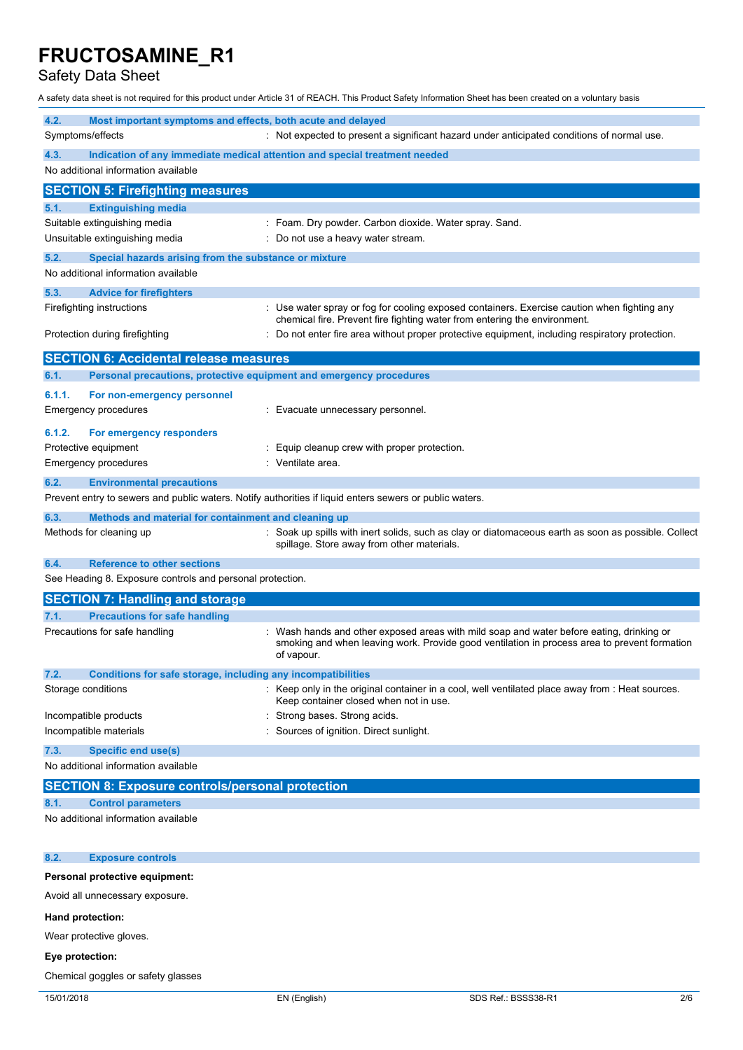#### 4.2. Most important symptoms and effects, both acute and delayed

| | |
|---|---|
| Symptoms/effects | : Not expected to present a significant hazard under anticipated conditions of normal use. |

#### 4.3. Indication of any immediate medical attention and special treatment needed

No additional information available

## SECTION 5: Firefighting measures

#### 5.1. Extinguishing media

| | |
|---|---|
| Suitable extinguishing media | : Foam. Dry powder. Carbon dioxide. Water spray. Sand. |
| Unsuitable extinguishing media | : Do not use a heavy water stream. |

#### 5.2. Special hazards arising from the substance or mixture

No additional information available

#### 5.3. Advice for firefighters

| | |
|---|---|
| Firefighting instructions | : Use water spray or fog for cooling exposed containers. Exercise caution when fighting any chemical fire. Prevent fire fighting water from entering the environment. |
| Protection during firefighting | : Do not enter fire area without proper protective equipment, including respiratory protection. |

## SECTION 6: Accidental release measures

#### 6.1. Personal precautions, protective equipment and emergency procedures

##### 6.1.1. For non-emergency personnel

| | |
|---|---|
| Emergency procedures | : Evacuate unnecessary personnel. |

##### 6.1.2. For emergency responders

| | |
|---|---|
| Protective equipment | : Equip cleanup crew with proper protection. |
| Emergency procedures | : Ventilate area. |

#### 6.2. Environmental precautions

Prevent entry to sewers and public waters. Notify authorities if liquid enters sewers or public waters.

#### 6.3. Methods and material for containment and cleaning up

| | |
|---|---|
| Methods for cleaning up | : Soak up spills with inert solids, such as clay or diatomaceous earth as soon as possible. Collect spillage. Store away from other materials. |

#### 6.4. Reference to other sections

See Heading 8. Exposure controls and personal protection.

## SECTION 7: Handling and storage

#### 7.1. Precautions for safe handling

| | |
|---|---|
| Precautions for safe handling | : Wash hands and other exposed areas with mild soap and water before eating, drinking or smoking and when leaving work. Provide good ventilation in process area to prevent formation of vapour. |

#### 7.2. Conditions for safe storage, including any incompatibilities

| | |
|---|---|
| Storage conditions | : Keep only in the original container in a cool, well ventilated place away from : Heat sources. Keep container closed when not in use. |
| Incompatible products | : Strong bases. Strong acids. |
| Incompatible materials | : Sources of ignition. Direct sunlight. |

#### 7.3. Specific end use(s)

No additional information available

## SECTION 8: Exposure controls/personal protection

#### 8.1. Control parameters

No additional information available

#### 8.2. Exposure controls

**Personal protective equipment:**

Avoid all unnecessary exposure.

**Hand protection:**

Wear protective gloves.

**Eye protection:**

Chemical goggles or safety glasses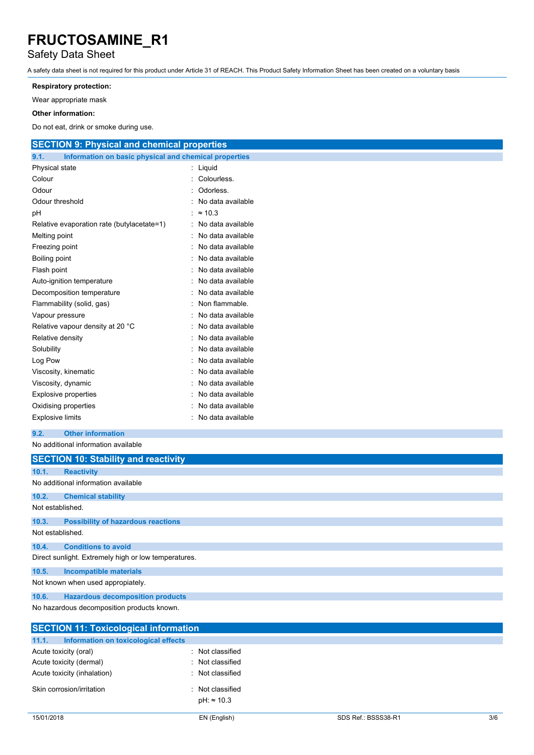**Respiratory protection:**

Wear appropriate mask

**Other information:**

Do not eat, drink or smoke during use.

## SECTION 9: Physical and chemical properties

### 9.1. Information on basic physical and chemical properties

| Property | Value |
|---|---|
| Physical state | Liquid |
| Colour | Colourless. |
| Odour | Odorless. |
| Odour threshold | No data available |
| pH | ≈ 10.3 |
| Relative evaporation rate (butylacetate=1) | No data available |
| Melting point | No data available |
| Freezing point | No data available |
| Boiling point | No data available |
| Flash point | No data available |
| Auto-ignition temperature | No data available |
| Decomposition temperature | No data available |
| Flammability (solid, gas) | Non flammable. |
| Vapour pressure | No data available |
| Relative vapour density at 20 °C | No data available |
| Relative density | No data available |
| Solubility | No data available |
| Log Pow | No data available |
| Viscosity, kinematic | No data available |
| Viscosity, dynamic | No data available |
| Explosive properties | No data available |
| Oxidising properties | No data available |
| Explosive limits | No data available |

### 9.2. Other information

No additional information available

## SECTION 10: Stability and reactivity

### 10.1. Reactivity

No additional information available

### 10.2. Chemical stability

Not established.

### 10.3. Possibility of hazardous reactions

Not established.

### 10.4. Conditions to avoid

Direct sunlight. Extremely high or low temperatures.

### 10.5. Incompatible materials

Not known when used appropiately.

### 10.6. Hazardous decomposition products

No hazardous decomposition products known.

## SECTION 11: Toxicological information

### 11.1. Information on toxicological effects

| Effect | Classification |
|---|---|
| Acute toxicity (oral) | Not classified |
| Acute toxicity (dermal) | Not classified |
| Acute toxicity (inhalation) | Not classified |
| Skin corrosion/irritation | Not classified<br>pH: ≈ 10.3 |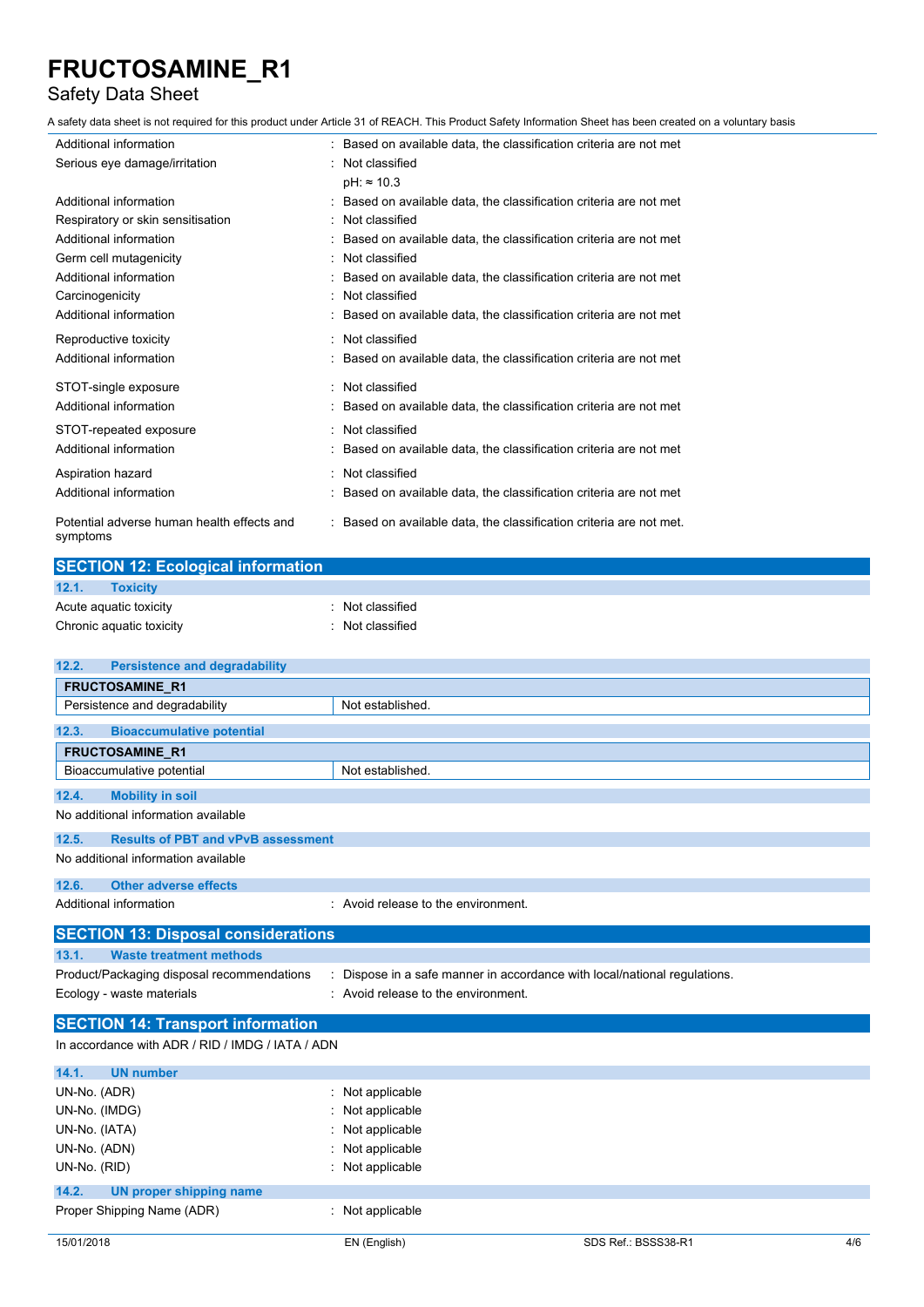A safety data sheet is not required for this product under Article 31 of REACH. This Product Safety Information Sheet has been created on a voluntary basis

| | |
|---|---|
| Additional information | : Based on available data, the classification criteria are not met |
| Serious eye damage/irritation | : Not classified |
| | pH: ≈ 10.3 |
| Additional information | : Based on available data, the classification criteria are not met |
| Respiratory or skin sensitisation | : Not classified |
| Additional information | : Based on available data, the classification criteria are not met |
| Germ cell mutagenicity | : Not classified |
| Additional information | : Based on available data, the classification criteria are not met |
| Carcinogenicity | : Not classified |
| Additional information | : Based on available data, the classification criteria are not met |
| Reproductive toxicity | : Not classified |
| Additional information | : Based on available data, the classification criteria are not met |
| STOT-single exposure | : Not classified |
| Additional information | : Based on available data, the classification criteria are not met |
| STOT-repeated exposure | : Not classified |
| Additional information | : Based on available data, the classification criteria are not met |
| Aspiration hazard | : Not classified |
| Additional information | : Based on available data, the classification criteria are not met |
| Potential adverse human health effects and symptoms | : Based on available data, the classification criteria are not met. |

## SECTION 12: Ecological information

### 12.1. Toxicity

| | |
|---|---|
| Acute aquatic toxicity | : Not classified |
| Chronic aquatic toxicity | : Not classified |

### 12.2. Persistence and degradability

| FRUCTOSAMINE_R1 | |
|---|---|
| Persistence and degradability | Not established. |

### 12.3. Bioaccumulative potential

| FRUCTOSAMINE_R1 | |
|---|---|
| Bioaccumulative potential | Not established. |

### 12.4. Mobility in soil

No additional information available

### 12.5. Results of PBT and vPvB assessment

No additional information available

### 12.6. Other adverse effects

| | |
|---|---|
| Additional information | : Avoid release to the environment. |

## SECTION 13: Disposal considerations

### 13.1. Waste treatment methods

| | |
|---|---|
| Product/Packaging disposal recommendations | : Dispose in a safe manner in accordance with local/national regulations. |
| Ecology - waste materials | : Avoid release to the environment. |

## SECTION 14: Transport information

In accordance with ADR / RID / IMDG / IATA / ADN

### 14.1. UN number

| | |
|---|---|
| UN-No. (ADR) | : Not applicable |
| UN-No. (IMDG) | : Not applicable |
| UN-No. (IATA) | : Not applicable |
| UN-No. (ADN) | : Not applicable |
| UN-No. (RID) | : Not applicable |

### 14.2. UN proper shipping name

| | |
|---|---|
| Proper Shipping Name (ADR) | : Not applicable |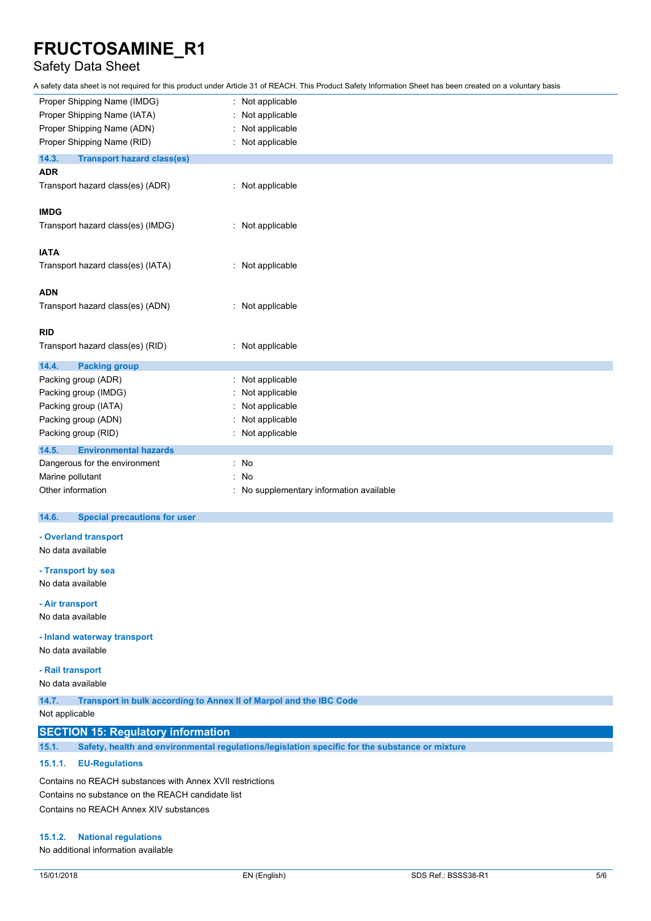| | |
|---|---|
| Proper Shipping Name (IMDG) | : Not applicable |
| Proper Shipping Name (IATA) | : Not applicable |
| Proper Shipping Name (ADN) | : Not applicable |
| Proper Shipping Name (RID) | : Not applicable |

### 14.3. Transport hazard class(es)

**ADR**

| | |
|---|---|
| Transport hazard class(es) (ADR) | : Not applicable |

**IMDG**

| | |
|---|---|
| Transport hazard class(es) (IMDG) | : Not applicable |

**IATA**

| | |
|---|---|
| Transport hazard class(es) (IATA) | : Not applicable |

**ADN**

| | |
|---|---|
| Transport hazard class(es) (ADN) | : Not applicable |

**RID**

| | |
|---|---|
| Transport hazard class(es) (RID) | : Not applicable |

### 14.4. Packing group

| | |
|---|---|
| Packing group (ADR) | : Not applicable |
| Packing group (IMDG) | : Not applicable |
| Packing group (IATA) | : Not applicable |
| Packing group (ADN) | : Not applicable |
| Packing group (RID) | : Not applicable |

### 14.5. Environmental hazards

| | |
|---|---|
| Dangerous for the environment | : No |
| Marine pollutant | : No |
| Other information | : No supplementary information available |

### 14.6. Special precautions for user

**- Overland transport**

No data available

**- Transport by sea**

No data available

**- Air transport**

No data available

**- Inland waterway transport**

No data available

**- Rail transport**

No data available

### 14.7. Transport in bulk according to Annex II of Marpol and the IBC Code

Not applicable

## SECTION 15: Regulatory information

### 15.1. Safety, health and environmental regulations/legislation specific for the substance or mixture

#### 15.1.1. EU-Regulations

Contains no REACH substances with Annex XVII restrictions

Contains no substance on the REACH candidate list

Contains no REACH Annex XIV substances

#### 15.1.2. National regulations

No additional information available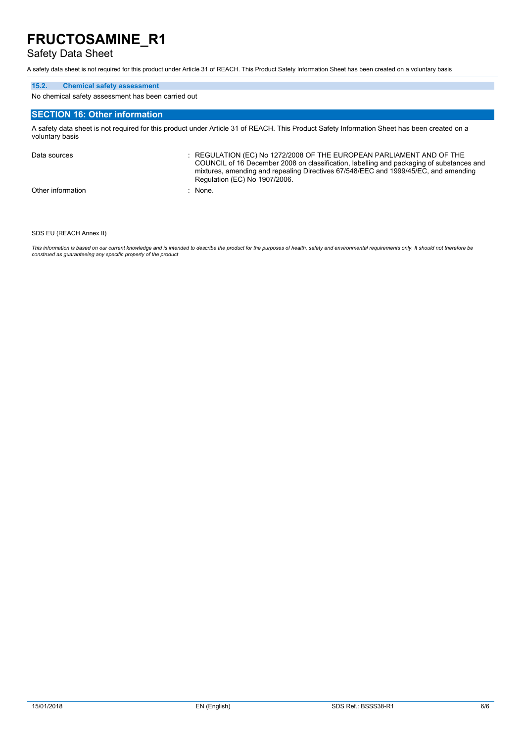#### 15.2. Chemical safety assessment

No chemical safety assessment has been carried out

## SECTION 16: Other information

A safety data sheet is not required for this product under Article 31 of REACH. This Product Safety Information Sheet has been created on a voluntary basis

| | |
|---|---|
| Data sources | : REGULATION (EC) No 1272/2008 OF THE EUROPEAN PARLIAMENT AND OF THE COUNCIL of 16 December 2008 on classification, labelling and packaging of substances and mixtures, amending and repealing Directives 67/548/EEC and 1999/45/EC, and amending Regulation (EC) No 1907/2006. |
| Other information | : None. |

SDS EU (REACH Annex II)

*This information is based on our current knowledge and is intended to describe the product for the purposes of health, safety and environmental requirements only. It should not therefore be construed as guaranteeing any specific property of the product*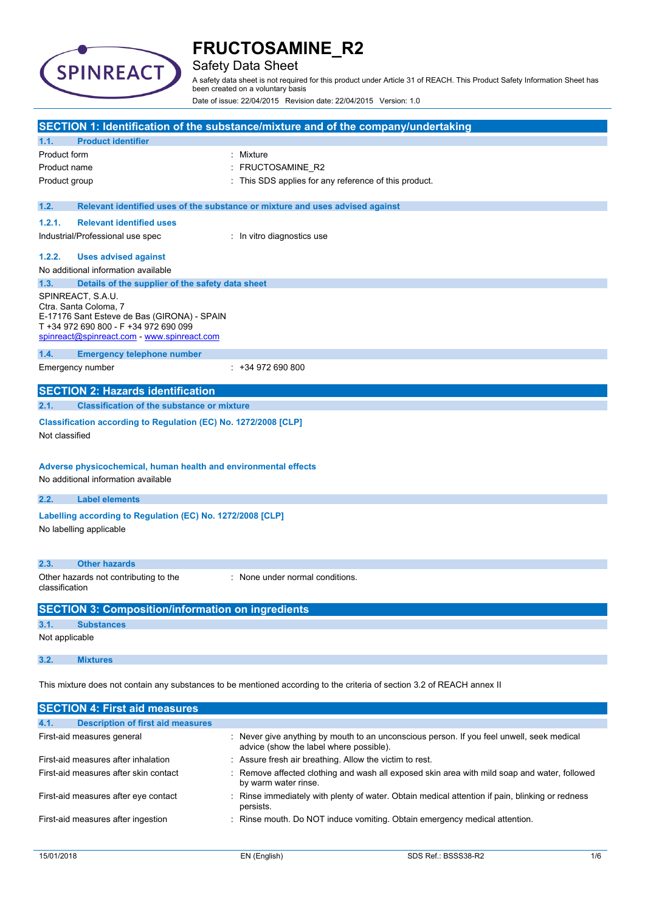# FRUCTOSAMINE_R2

## Safety Data Sheet

A safety data sheet is not required for this product under Article 31 of REACH. This Product Safety Information Sheet has been created on a voluntary basis

Date of issue: 22/04/2015 Revision date: 22/04/2015 Version: 1.0

## SECTION 1: Identification of the substance/mixture and of the company/undertaking

### 1.1. Product identifier

| | |
|---|---|
| Product form | : Mixture |
| Product name | : FRUCTOSAMINE_R2 |
| Product group | : This SDS applies for any reference of this product. |

### 1.2. Relevant identified uses of the substance or mixture and uses advised against

#### 1.2.1. Relevant identified uses

| | |
|---|---|
| Industrial/Professional use spec | : In vitro diagnostics use |

#### 1.2.2. Uses advised against

No additional information available

### 1.3. Details of the supplier of the safety data sheet

SPINREACT, S.A.U.
Ctra. Santa Coloma, 7
E-17176 Sant Esteve de Bas (GIRONA) - SPAIN
T +34 972 690 800 - F +34 972 690 099
spinreact@spinreact.com - www.spinreact.com

### 1.4. Emergency telephone number

| | |
|---|---|
| Emergency number | : +34 972 690 800 |

## SECTION 2: Hazards identification

### 2.1. Classification of the substance or mixture

**Classification according to Regulation (EC) No. 1272/2008 [CLP]**

Not classified

**Adverse physicochemical, human health and environmental effects**

No additional information available

### 2.2. Label elements

**Labelling according to Regulation (EC) No. 1272/2008 [CLP]**

No labelling applicable

### 2.3. Other hazards

| | |
|---|---|
| Other hazards not contributing to the classification | : None under normal conditions. |

## SECTION 3: Composition/information on ingredients

### 3.1. Substances

Not applicable

### 3.2. Mixtures

This mixture does not contain any substances to be mentioned according to the criteria of section 3.2 of REACH annex II

## SECTION 4: First aid measures

### 4.1. Description of first aid measures

| | |
|---|---|
| First-aid measures general | : Never give anything by mouth to an unconscious person. If you feel unwell, seek medical advice (show the label where possible). |
| First-aid measures after inhalation | : Assure fresh air breathing. Allow the victim to rest. |
| First-aid measures after skin contact | : Remove affected clothing and wash all exposed skin area with mild soap and water, followed by warm water rinse. |
| First-aid measures after eye contact | : Rinse immediately with plenty of water. Obtain medical attention if pain, blinking or redness persists. |
| First-aid measures after ingestion | : Rinse mouth. Do NOT induce vomiting. Obtain emergency medical attention. |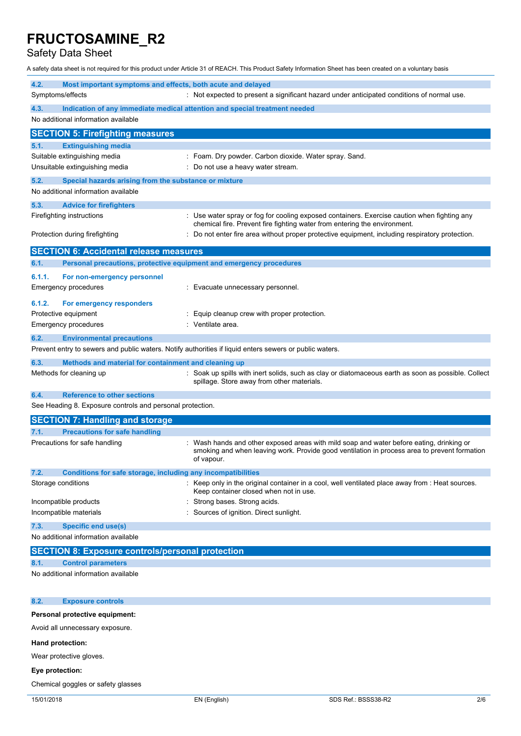#### 4.2. Most important symptoms and effects, both acute and delayed

| | |
|---|---|
| Symptoms/effects | : Not expected to present a significant hazard under anticipated conditions of normal use. |

#### 4.3. Indication of any immediate medical attention and special treatment needed

No additional information available

## SECTION 5: Firefighting measures

#### 5.1. Extinguishing media

| | |
|---|---|
| Suitable extinguishing media | : Foam. Dry powder. Carbon dioxide. Water spray. Sand. |
| Unsuitable extinguishing media | : Do not use a heavy water stream. |

#### 5.2. Special hazards arising from the substance or mixture

No additional information available

#### 5.3. Advice for firefighters

| | |
|---|---|
| Firefighting instructions | : Use water spray or fog for cooling exposed containers. Exercise caution when fighting any chemical fire. Prevent fire fighting water from entering the environment. |
| Protection during firefighting | : Do not enter fire area without proper protective equipment, including respiratory protection. |

## SECTION 6: Accidental release measures

#### 6.1. Personal precautions, protective equipment and emergency procedures

##### 6.1.1. For non-emergency personnel

| | |
|---|---|
| Emergency procedures | : Evacuate unnecessary personnel. |

##### 6.1.2. For emergency responders

| | |
|---|---|
| Protective equipment | : Equip cleanup crew with proper protection. |
| Emergency procedures | : Ventilate area. |

#### 6.2. Environmental precautions

Prevent entry to sewers and public waters. Notify authorities if liquid enters sewers or public waters.

#### 6.3. Methods and material for containment and cleaning up

| | |
|---|---|
| Methods for cleaning up | : Soak up spills with inert solids, such as clay or diatomaceous earth as soon as possible. Collect spillage. Store away from other materials. |

#### 6.4. Reference to other sections

See Heading 8. Exposure controls and personal protection.

## SECTION 7: Handling and storage

#### 7.1. Precautions for safe handling

| | |
|---|---|
| Precautions for safe handling | : Wash hands and other exposed areas with mild soap and water before eating, drinking or smoking and when leaving work. Provide good ventilation in process area to prevent formation of vapour. |

#### 7.2. Conditions for safe storage, including any incompatibilities

| | |
|---|---|
| Storage conditions | : Keep only in the original container in a cool, well ventilated place away from : Heat sources. Keep container closed when not in use. |
| Incompatible products | : Strong bases. Strong acids. |
| Incompatible materials | : Sources of ignition. Direct sunlight. |

#### 7.3. Specific end use(s)

No additional information available

## SECTION 8: Exposure controls/personal protection

#### 8.1. Control parameters

No additional information available

#### 8.2. Exposure controls

**Personal protective equipment:**

Avoid all unnecessary exposure.

**Hand protection:**

Wear protective gloves.

**Eye protection:**

Chemical goggles or safety glasses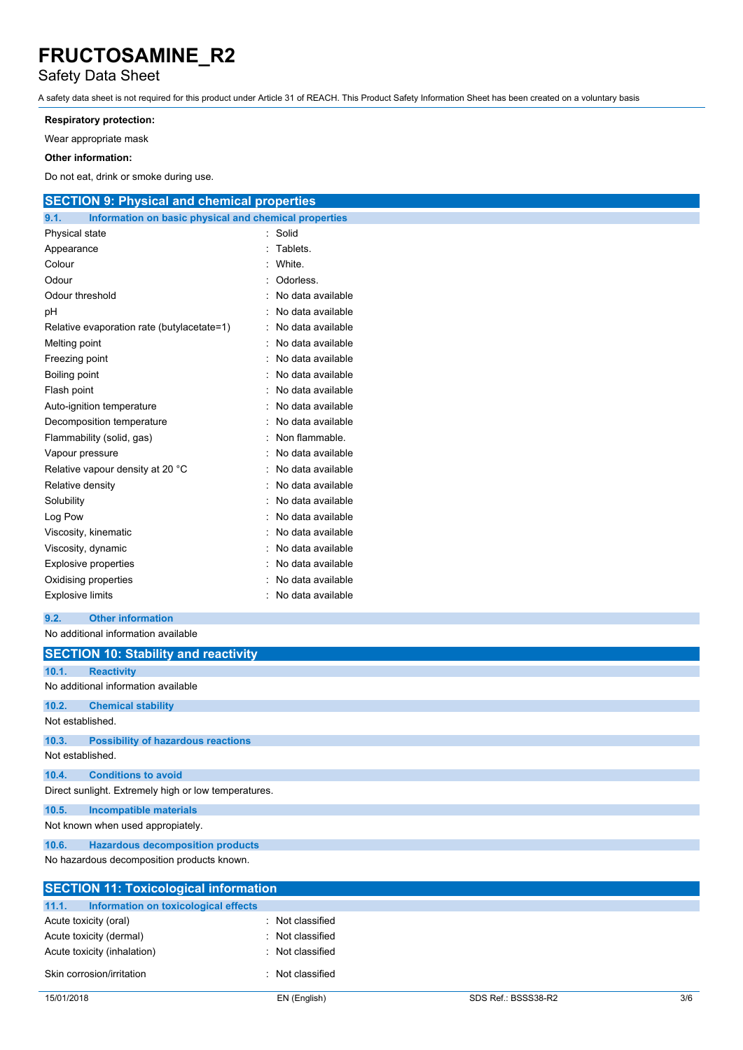**Respiratory protection:**

Wear appropriate mask

**Other information:**

Do not eat, drink or smoke during use.

## SECTION 9: Physical and chemical properties

### 9.1. Information on basic physical and chemical properties

| | |
|---|---|
| Physical state | : Solid |
| Appearance | : Tablets. |
| Colour | : White. |
| Odour | : Odorless. |
| Odour threshold | : No data available |
| pH | : No data available |
| Relative evaporation rate (butylacetate=1) | : No data available |
| Melting point | : No data available |
| Freezing point | : No data available |
| Boiling point | : No data available |
| Flash point | : No data available |
| Auto-ignition temperature | : No data available |
| Decomposition temperature | : No data available |
| Flammability (solid, gas) | : Non flammable. |
| Vapour pressure | : No data available |
| Relative vapour density at 20 °C | : No data available |
| Relative density | : No data available |
| Solubility | : No data available |
| Log Pow | : No data available |
| Viscosity, kinematic | : No data available |
| Viscosity, dynamic | : No data available |
| Explosive properties | : No data available |
| Oxidising properties | : No data available |
| Explosive limits | : No data available |

### 9.2. Other information

No additional information available

## SECTION 10: Stability and reactivity

### 10.1. Reactivity

No additional information available

### 10.2. Chemical stability

Not established.

### 10.3. Possibility of hazardous reactions

Not established.

### 10.4. Conditions to avoid

Direct sunlight. Extremely high or low temperatures.

### 10.5. Incompatible materials

Not known when used appropiately.

### 10.6. Hazardous decomposition products

No hazardous decomposition products known.

## SECTION 11: Toxicological information

### 11.1. Information on toxicological effects

| | |
|---|---|
| Acute toxicity (oral) | : Not classified |
| Acute toxicity (dermal) | : Not classified |
| Acute toxicity (inhalation) | : Not classified |
| Skin corrosion/irritation | : Not classified |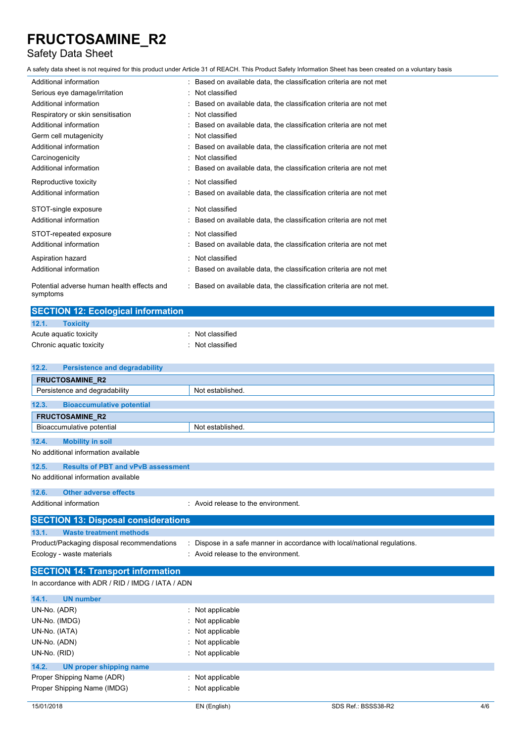Additional information : Based on available data, the classification criteria are not met

Serious eye damage/irritation : Not classified

Additional information : Based on available data, the classification criteria are not met

Respiratory or skin sensitisation : Not classified

Additional information : Based on available data, the classification criteria are not met

Germ cell mutagenicity : Not classified

Additional information : Based on available data, the classification criteria are not met

Carcinogenicity : Not classified

Additional information : Based on available data, the classification criteria are not met

Reproductive toxicity : Not classified

Additional information : Based on available data, the classification criteria are not met

STOT-single exposure : Not classified

Additional information : Based on available data, the classification criteria are not met

STOT-repeated exposure : Not classified

Additional information : Based on available data, the classification criteria are not met

Aspiration hazard : Not classified

Additional information : Based on available data, the classification criteria are not met

Potential adverse human health effects and symptoms : Based on available data, the classification criteria are not met.

## SECTION 12: Ecological information

### 12.1. Toxicity

Acute aquatic toxicity : Not classified

Chronic aquatic toxicity : Not classified

### 12.2. Persistence and degradability

| FRUCTOSAMINE_R2 | |
|---|---|
| Persistence and degradability | Not established. |

### 12.3. Bioaccumulative potential

| FRUCTOSAMINE_R2 | |
|---|---|
| Bioaccumulative potential | Not established. |

### 12.4. Mobility in soil

No additional information available

### 12.5. Results of PBT and vPvB assessment

No additional information available

### 12.6. Other adverse effects

Additional information : Avoid release to the environment.

## SECTION 13: Disposal considerations

### 13.1. Waste treatment methods

Product/Packaging disposal recommendations : Dispose in a safe manner in accordance with local/national regulations.

Ecology - waste materials : Avoid release to the environment.

## SECTION 14: Transport information

In accordance with ADR / RID / IMDG / IATA / ADN

### 14.1. UN number

UN-No. (ADR) : Not applicable

UN-No. (IMDG) : Not applicable

UN-No. (IATA) : Not applicable

UN-No. (ADN) : Not applicable

UN-No. (RID) : Not applicable

### 14.2. UN proper shipping name

Proper Shipping Name (ADR) : Not applicable

Proper Shipping Name (IMDG) : Not applicable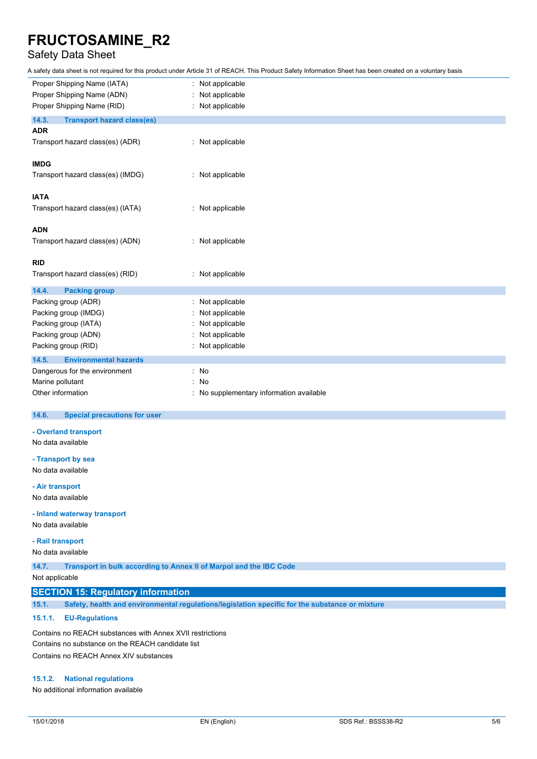| | |
|---|---|
| Proper Shipping Name (IATA) | : Not applicable |
| Proper Shipping Name (ADN) | : Not applicable |
| Proper Shipping Name (RID) | : Not applicable |

### 14.3. Transport hazard class(es)

**ADR**

| | |
|---|---|
| Transport hazard class(es) (ADR) | : Not applicable |

**IMDG**

| | |
|---|---|
| Transport hazard class(es) (IMDG) | : Not applicable |

**IATA**

| | |
|---|---|
| Transport hazard class(es) (IATA) | : Not applicable |

**ADN**

| | |
|---|---|
| Transport hazard class(es) (ADN) | : Not applicable |

**RID**

| | |
|---|---|
| Transport hazard class(es) (RID) | : Not applicable |

### 14.4. Packing group

| | |
|---|---|
| Packing group (ADR) | : Not applicable |
| Packing group (IMDG) | : Not applicable |
| Packing group (IATA) | : Not applicable |
| Packing group (ADN) | : Not applicable |
| Packing group (RID) | : Not applicable |

### 14.5. Environmental hazards

| | |
|---|---|
| Dangerous for the environment | : No |
| Marine pollutant | : No |
| Other information | : No supplementary information available |

### 14.6. Special precautions for user

**- Overland transport**

No data available

**- Transport by sea**

No data available

**- Air transport**

No data available

**- Inland waterway transport**

No data available

**- Rail transport**

No data available

### 14.7. Transport in bulk according to Annex II of Marpol and the IBC Code

Not applicable

## SECTION 15: Regulatory information

### 15.1. Safety, health and environmental regulations/legislation specific for the substance or mixture

#### 15.1.1. EU-Regulations

Contains no REACH substances with Annex XVII restrictions
Contains no substance on the REACH candidate list
Contains no REACH Annex XIV substances

#### 15.1.2. National regulations

No additional information available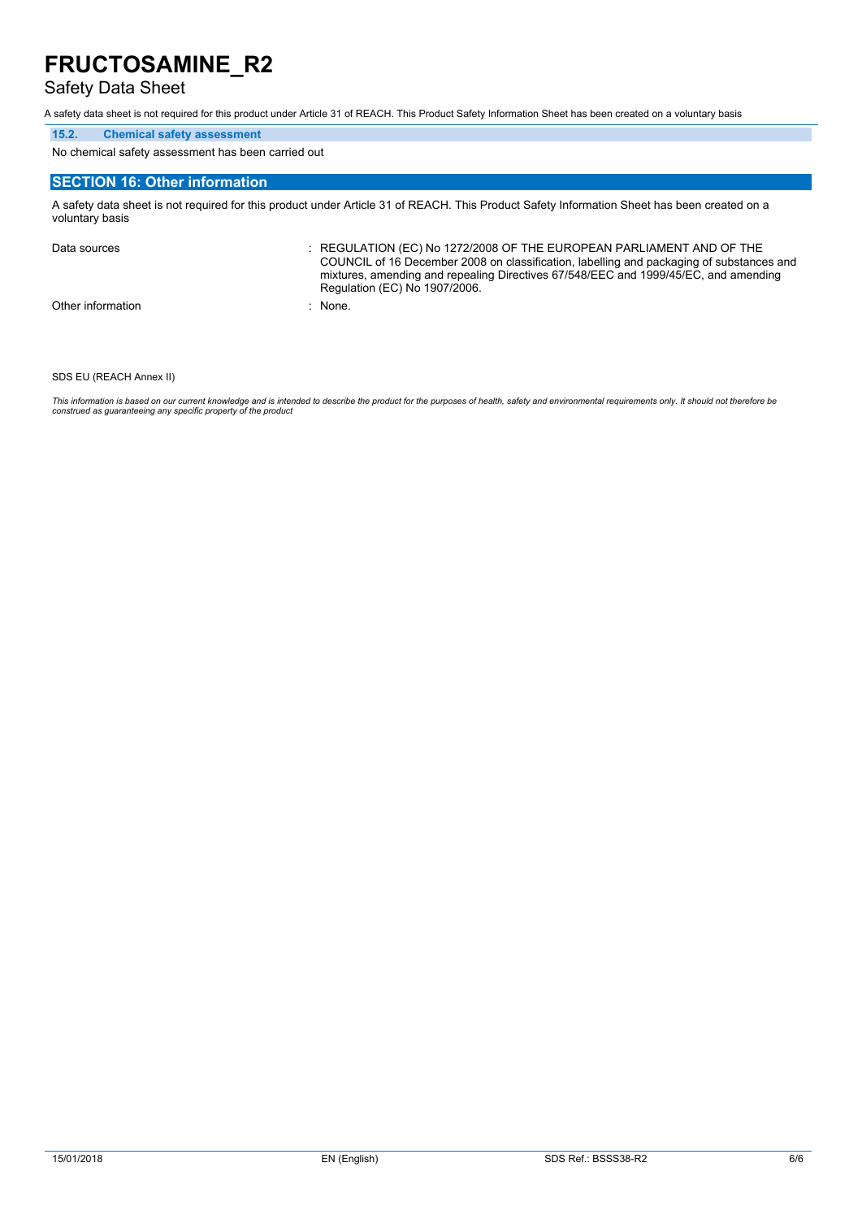# FRUCTOSAMINE_R2

Safety Data Sheet

A safety data sheet is not required for this product under Article 31 of REACH. This Product Safety Information Sheet has been created on a voluntary basis

### 15.2. Chemical safety assessment

No chemical safety assessment has been carried out

## SECTION 16: Other information

A safety data sheet is not required for this product under Article 31 of REACH. This Product Safety Information Sheet has been created on a voluntary basis

| | |
|---|---|
| Data sources | : REGULATION (EC) No 1272/2008 OF THE EUROPEAN PARLIAMENT AND OF THE COUNCIL of 16 December 2008 on classification, labelling and packaging of substances and mixtures, amending and repealing Directives 67/548/EEC and 1999/45/EC, and amending Regulation (EC) No 1907/2006. |
| Other information | : None. |

SDS EU (REACH Annex II)

*This information is based on our current knowledge and is intended to describe the product for the purposes of health, safety and environmental requirements only. It should not therefore be construed as guaranteeing any specific property of the product*

15/01/2018 EN (English) SDS Ref.: BSSS38-R2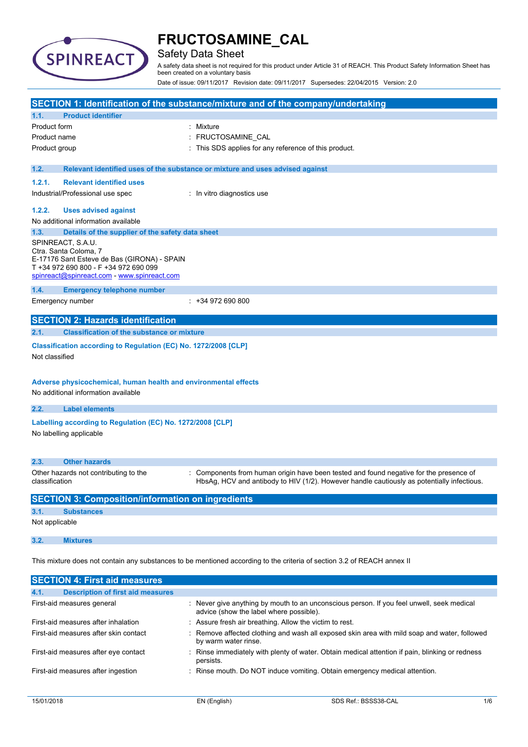# FRUCTOSAMINE_CAL

## Safety Data Sheet

A safety data sheet is not required for this product under Article 31 of REACH. This Product Safety Information Sheet has been created on a voluntary basis

Date of issue: 09/11/2017 Revision date: 09/11/2017 Supersedes: 22/04/2015 Version: 2.0

## SECTION 1: Identification of the substance/mixture and of the company/undertaking

### 1.1. Product identifier

| | |
|---|---|
| Product form | : Mixture |
| Product name | : FRUCTOSAMINE_CAL |
| Product group | : This SDS applies for any reference of this product. |

### 1.2. Relevant identified uses of the substance or mixture and uses advised against

#### 1.2.1. Relevant identified uses

| | |
|---|---|
| Industrial/Professional use spec | : In vitro diagnostics use |

#### 1.2.2. Uses advised against

No additional information available

### 1.3. Details of the supplier of the safety data sheet

SPINREACT, S.A.U.
Ctra. Santa Coloma, 7
E-17176 Sant Esteve de Bas (GIRONA) - SPAIN
T +34 972 690 800 - F +34 972 690 099
spinreact@spinreact.com - www.spinreact.com

### 1.4. Emergency telephone number

| | |
|---|---|
| Emergency number | : +34 972 690 800 |

## SECTION 2: Hazards identification

### 2.1. Classification of the substance or mixture

**Classification according to Regulation (EC) No. 1272/2008 [CLP]**

Not classified

**Adverse physicochemical, human health and environmental effects**

No additional information available

### 2.2. Label elements

**Labelling according to Regulation (EC) No. 1272/2008 [CLP]**

No labelling applicable

### 2.3. Other hazards

| | |
|---|---|
| Other hazards not contributing to the classification | : Components from human origin have been tested and found negative for the presence of HbsAg, HCV and antibody to HIV (1/2). However handle cautiously as potentially infectious. |

## SECTION 3: Composition/information on ingredients

### 3.1. Substances

Not applicable

### 3.2. Mixtures

This mixture does not contain any substances to be mentioned according to the criteria of section 3.2 of REACH annex II

## SECTION 4: First aid measures

### 4.1. Description of first aid measures

| | |
|---|---|
| First-aid measures general | : Never give anything by mouth to an unconscious person. If you feel unwell, seek medical advice (show the label where possible). |
| First-aid measures after inhalation | : Assure fresh air breathing. Allow the victim to rest. |
| First-aid measures after skin contact | : Remove affected clothing and wash all exposed skin area with mild soap and water, followed by warm water rinse. |
| First-aid measures after eye contact | : Rinse immediately with plenty of water. Obtain medical attention if pain, blinking or redness persists. |
| First-aid measures after ingestion | : Rinse mouth. Do NOT induce vomiting. Obtain emergency medical attention. |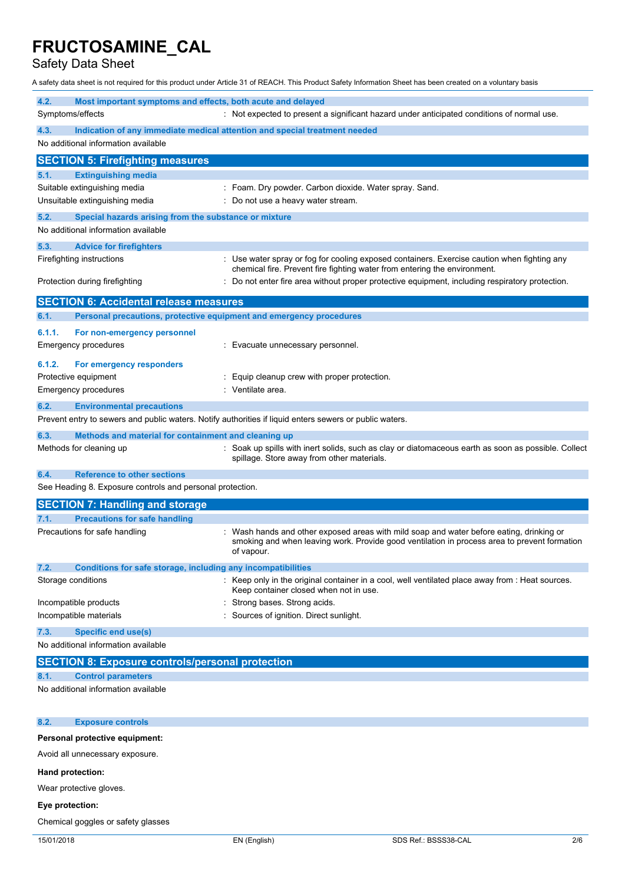# FRUCTOSAMINE_CAL

Safety Data Sheet

A safety data sheet is not required for this product under Article 31 of REACH. This Product Safety Information Sheet has been created on a voluntary basis

### 4.2. Most important symptoms and effects, both acute and delayed

Symptoms/effects : Not expected to present a significant hazard under anticipated conditions of normal use.

### 4.3. Indication of any immediate medical attention and special treatment needed

No additional information available

## SECTION 5: Firefighting measures

### 5.1. Extinguishing media

Suitable extinguishing media : Foam. Dry powder. Carbon dioxide. Water spray. Sand.

Unsuitable extinguishing media : Do not use a heavy water stream.

### 5.2. Special hazards arising from the substance or mixture

No additional information available

### 5.3. Advice for firefighters

Firefighting instructions : Use water spray or fog for cooling exposed containers. Exercise caution when fighting any chemical fire. Prevent fire fighting water from entering the environment.

Protection during firefighting : Do not enter fire area without proper protective equipment, including respiratory protection.

## SECTION 6: Accidental release measures

### 6.1. Personal precautions, protective equipment and emergency procedures

#### 6.1.1. For non-emergency personnel

Emergency procedures : Evacuate unnecessary personnel.

#### 6.1.2. For emergency responders

Protective equipment : Equip cleanup crew with proper protection.

Emergency procedures : Ventilate area.

### 6.2. Environmental precautions

Prevent entry to sewers and public waters. Notify authorities if liquid enters sewers or public waters.

### 6.3. Methods and material for containment and cleaning up

Methods for cleaning up : Soak up spills with inert solids, such as clay or diatomaceous earth as soon as possible. Collect spillage. Store away from other materials.

### 6.4. Reference to other sections

See Heading 8. Exposure controls and personal protection.

## SECTION 7: Handling and storage

### 7.1. Precautions for safe handling

Precautions for safe handling : Wash hands and other exposed areas with mild soap and water before eating, drinking or smoking and when leaving work. Provide good ventilation in process area to prevent formation of vapour.

### 7.2. Conditions for safe storage, including any incompatibilities

Storage conditions : Keep only in the original container in a cool, well ventilated place away from : Heat sources. Keep container closed when not in use.

Incompatible products : Strong bases. Strong acids.

Incompatible materials : Sources of ignition. Direct sunlight.

### 7.3. Specific end use(s)

No additional information available

## SECTION 8: Exposure controls/personal protection

### 8.1. Control parameters

No additional information available

### 8.2. Exposure controls

**Personal protective equipment:**

Avoid all unnecessary exposure.

**Hand protection:**

Wear protective gloves.

**Eye protection:**

Chemical goggles or safety glasses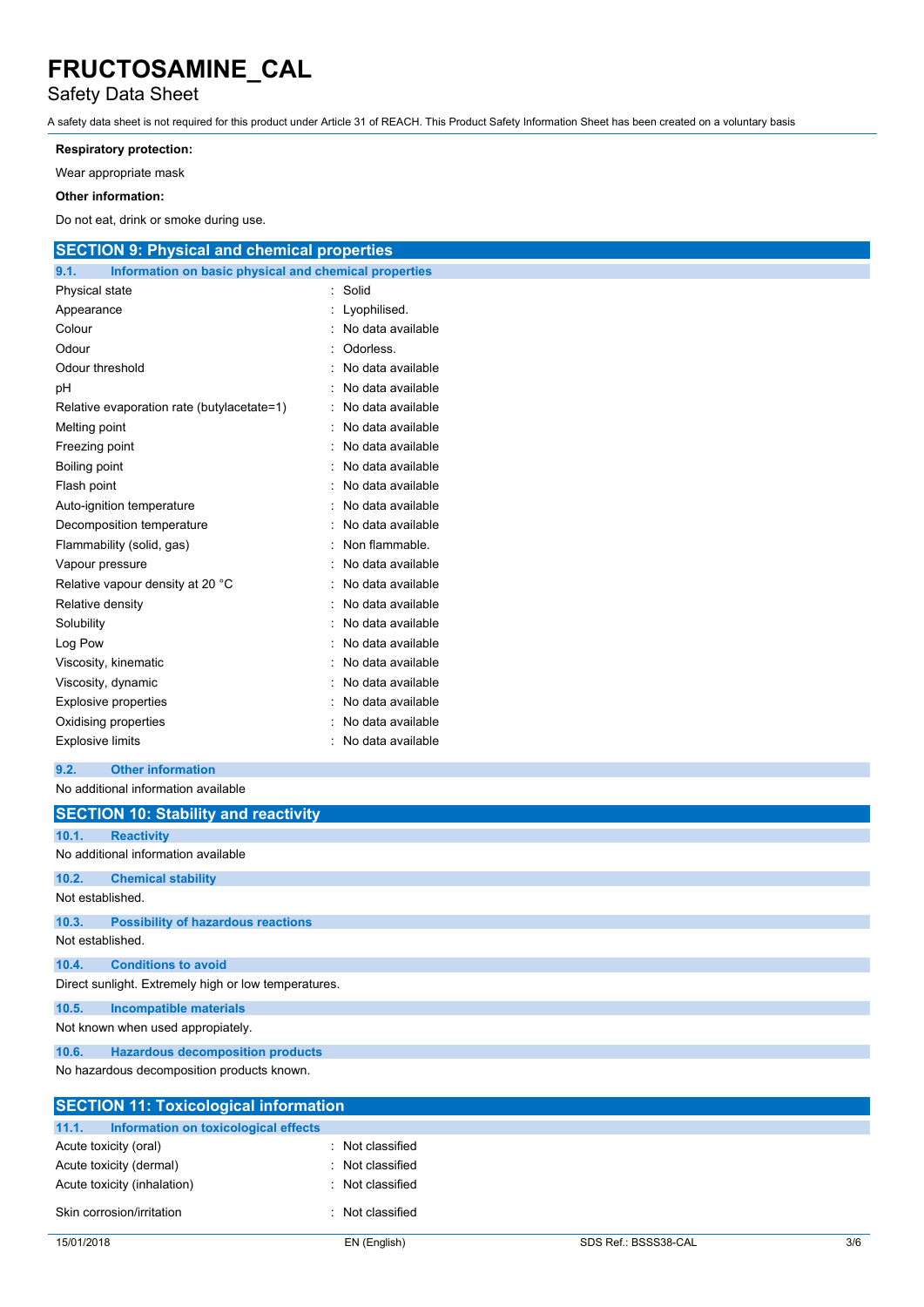**Respiratory protection:**

Wear appropriate mask

**Other information:**

Do not eat, drink or smoke during use.

## SECTION 9: Physical and chemical properties

### 9.1. Information on basic physical and chemical properties

| Property | Value |
|---|---|
| Physical state | Solid |
| Appearance | Lyophilised. |
| Colour | No data available |
| Odour | Odorless. |
| Odour threshold | No data available |
| pH | No data available |
| Relative evaporation rate (butylacetate=1) | No data available |
| Melting point | No data available |
| Freezing point | No data available |
| Boiling point | No data available |
| Flash point | No data available |
| Auto-ignition temperature | No data available |
| Decomposition temperature | No data available |
| Flammability (solid, gas) | Non flammable. |
| Vapour pressure | No data available |
| Relative vapour density at 20 °C | No data available |
| Relative density | No data available |
| Solubility | No data available |
| Log Pow | No data available |
| Viscosity, kinematic | No data available |
| Viscosity, dynamic | No data available |
| Explosive properties | No data available |
| Oxidising properties | No data available |
| Explosive limits | No data available |

### 9.2. Other information

No additional information available

## SECTION 10: Stability and reactivity

### 10.1. Reactivity

No additional information available

### 10.2. Chemical stability

Not established.

### 10.3. Possibility of hazardous reactions

Not established.

### 10.4. Conditions to avoid

Direct sunlight. Extremely high or low temperatures.

### 10.5. Incompatible materials

Not known when used appropiately.

### 10.6. Hazardous decomposition products

No hazardous decomposition products known.

## SECTION 11: Toxicological information

### 11.1. Information on toxicological effects

| Effect | Classification |
|---|---|
| Acute toxicity (oral) | Not classified |
| Acute toxicity (dermal) | Not classified |
| Acute toxicity (inhalation) | Not classified |
| Skin corrosion/irritation | Not classified |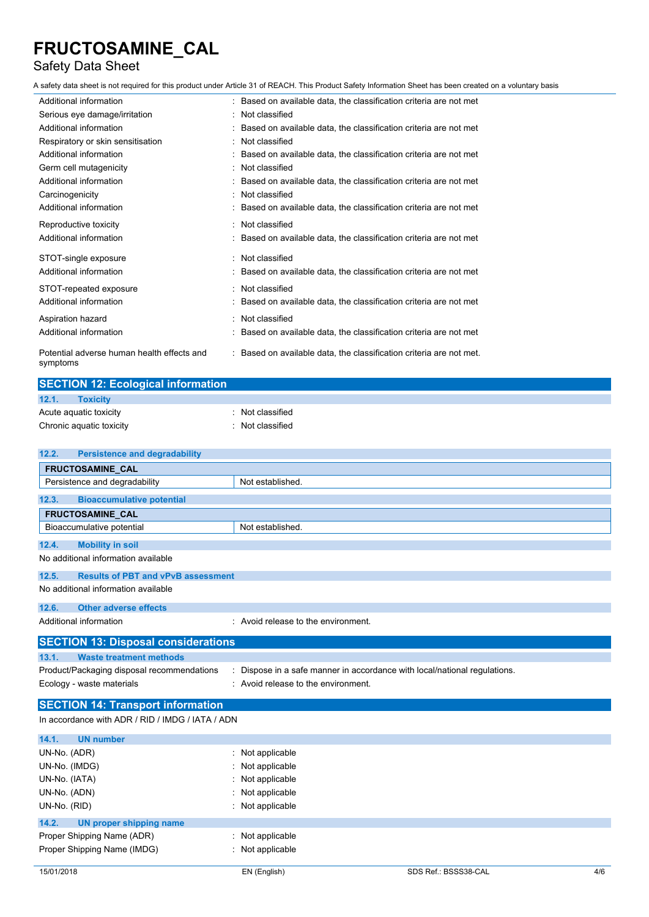| | |
|---|---|
| Additional information | : Based on available data, the classification criteria are not met |
| Serious eye damage/irritation | : Not classified |
| Additional information | : Based on available data, the classification criteria are not met |
| Respiratory or skin sensitisation | : Not classified |
| Additional information | : Based on available data, the classification criteria are not met |
| Germ cell mutagenicity | : Not classified |
| Additional information | : Based on available data, the classification criteria are not met |
| Carcinogenicity | : Not classified |
| Additional information | : Based on available data, the classification criteria are not met |
| Reproductive toxicity | : Not classified |
| Additional information | : Based on available data, the classification criteria are not met |
| STOT-single exposure | : Not classified |
| Additional information | : Based on available data, the classification criteria are not met |
| STOT-repeated exposure | : Not classified |
| Additional information | : Based on available data, the classification criteria are not met |
| Aspiration hazard | : Not classified |
| Additional information | : Based on available data, the classification criteria are not met |
| Potential adverse human health effects and symptoms | : Based on available data, the classification criteria are not met. |

## SECTION 12: Ecological information

### 12.1. Toxicity

| | |
|---|---|
| Acute aquatic toxicity | : Not classified |
| Chronic aquatic toxicity | : Not classified |

### 12.2. Persistence and degradability

| FRUCTOSAMINE_CAL | |
|---|---|
| Persistence and degradability | Not established. |

### 12.3. Bioaccumulative potential

| FRUCTOSAMINE_CAL | |
|---|---|
| Bioaccumulative potential | Not established. |

### 12.4. Mobility in soil

No additional information available

### 12.5. Results of PBT and vPvB assessment

No additional information available

### 12.6. Other adverse effects

| | |
|---|---|
| Additional information | : Avoid release to the environment. |

## SECTION 13: Disposal considerations

### 13.1. Waste treatment methods

| | |
|---|---|
| Product/Packaging disposal recommendations | : Dispose in a safe manner in accordance with local/national regulations. |
| Ecology - waste materials | : Avoid release to the environment. |

## SECTION 14: Transport information

In accordance with ADR / RID / IMDG / IATA / ADN

### 14.1. UN number

| | |
|---|---|
| UN-No. (ADR) | : Not applicable |
| UN-No. (IMDG) | : Not applicable |
| UN-No. (IATA) | : Not applicable |
| UN-No. (ADN) | : Not applicable |
| UN-No. (RID) | : Not applicable |

### 14.2. UN proper shipping name

| | |
|---|---|
| Proper Shipping Name (ADR) | : Not applicable |
| Proper Shipping Name (IMDG) | : Not applicable |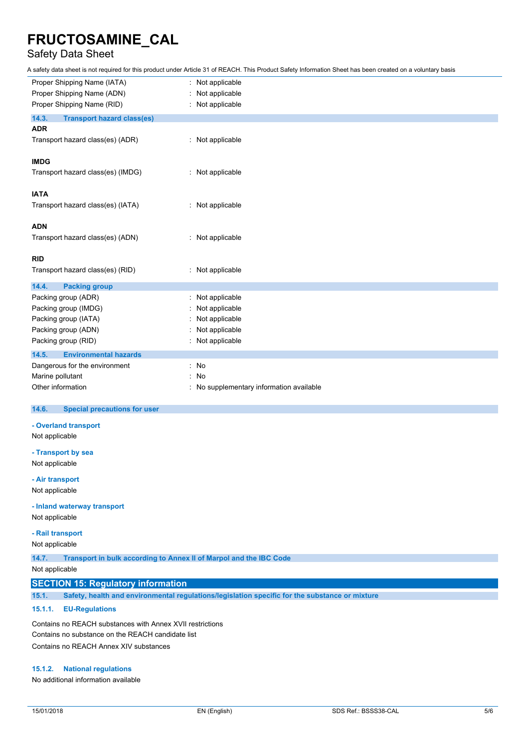Proper Shipping Name (IATA) : Not applicable
Proper Shipping Name (ADN) : Not applicable
Proper Shipping Name (RID) : Not applicable

### 14.3. Transport hazard class(es)

**ADR**

Transport hazard class(es) (ADR) : Not applicable

**IMDG**

Transport hazard class(es) (IMDG) : Not applicable

**IATA**

Transport hazard class(es) (IATA) : Not applicable

**ADN**

Transport hazard class(es) (ADN) : Not applicable

**RID**

Transport hazard class(es) (RID) : Not applicable

### 14.4. Packing group

Packing group (ADR) : Not applicable
Packing group (IMDG) : Not applicable
Packing group (IATA) : Not applicable
Packing group (ADN) : Not applicable
Packing group (RID) : Not applicable

### 14.5. Environmental hazards

Dangerous for the environment : No
Marine pollutant : No
Other information : No supplementary information available

### 14.6. Special precautions for user

**- Overland transport**

Not applicable

**- Transport by sea**

Not applicable

**- Air transport**

Not applicable

**- Inland waterway transport**

Not applicable

**- Rail transport**

Not applicable

### 14.7. Transport in bulk according to Annex II of Marpol and the IBC Code

Not applicable

## SECTION 15: Regulatory information

### 15.1. Safety, health and environmental regulations/legislation specific for the substance or mixture

#### 15.1.1. EU-Regulations

Contains no REACH substances with Annex XVII restrictions
Contains no substance on the REACH candidate list
Contains no REACH Annex XIV substances

#### 15.1.2. National regulations

No additional information available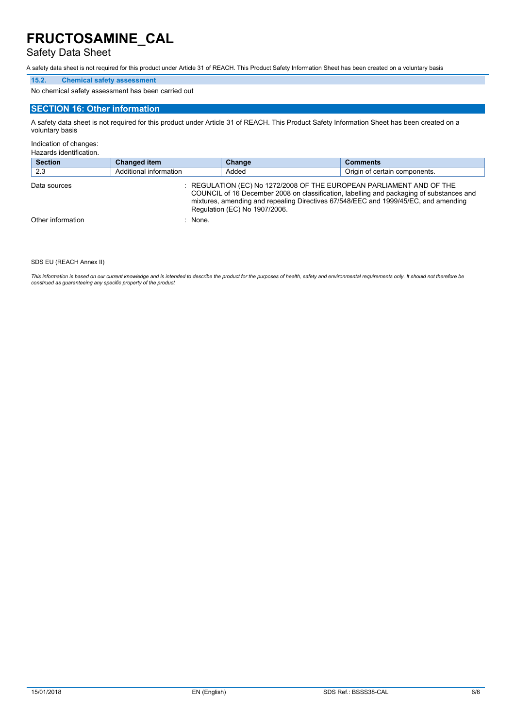### 15.2. Chemical safety assessment

No chemical safety assessment has been carried out

## SECTION 16: Other information

A safety data sheet is not required for this product under Article 31 of REACH. This Product Safety Information Sheet has been created on a voluntary basis

Indication of changes:
Hazards identification.

| Section | Changed item | Change | Comments |
|---|---|---|---|
| 2.3 | Additional information | Added | Origin of certain components. |

Data sources : REGULATION (EC) No 1272/2008 OF THE EUROPEAN PARLIAMENT AND OF THE COUNCIL of 16 December 2008 on classification, labelling and packaging of substances and mixtures, amending and repealing Directives 67/548/EEC and 1999/45/EC, and amending Regulation (EC) No 1907/2006.

Other information : None.

SDS EU (REACH Annex II)

*This information is based on our current knowledge and is intended to describe the product for the purposes of health, safety and environmental requirements only. It should not therefore be construed as guaranteeing any specific property of the product*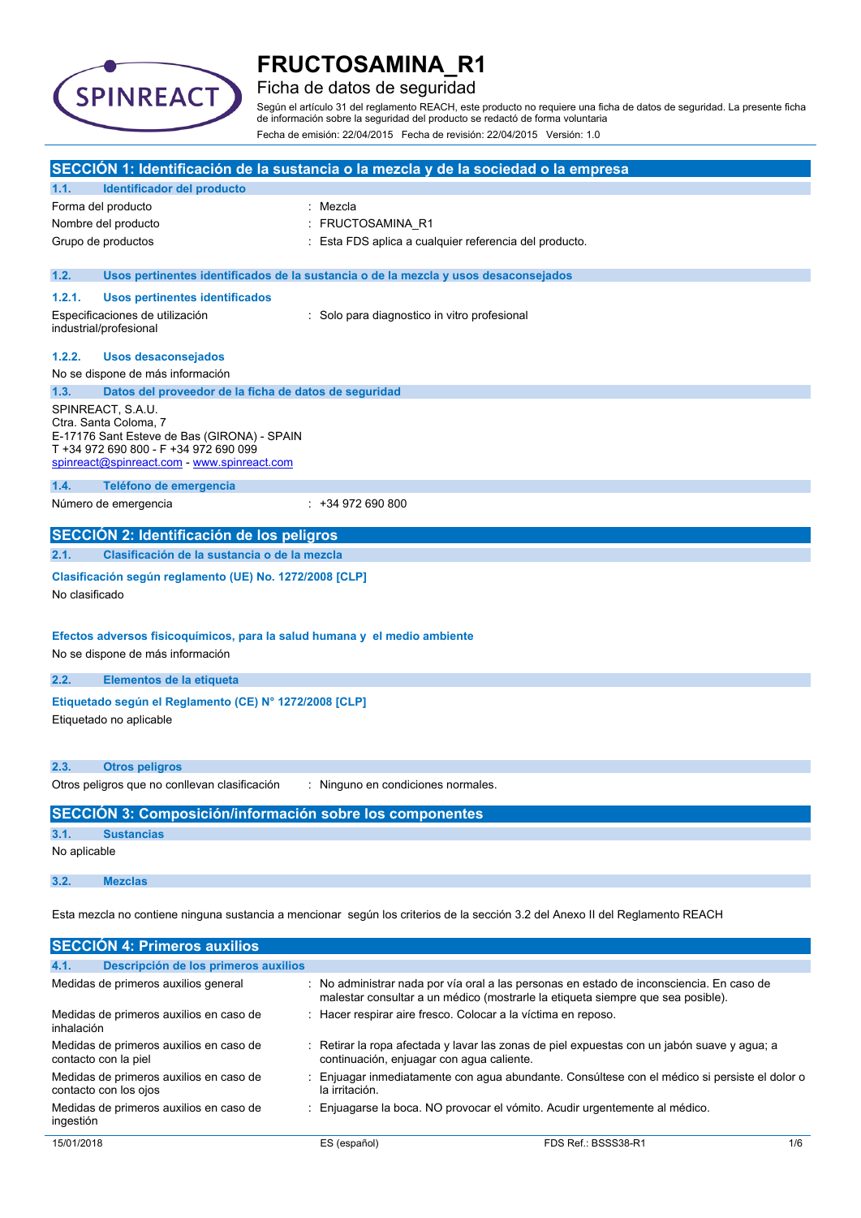# FRUCTOSAMINA_R1

## Ficha de datos de seguridad

Según el artículo 31 del reglamento REACH, este producto no requiere una ficha de datos de seguridad. La presente ficha de información sobre la seguridad del producto se redactó de forma voluntaria

Fecha de emisión: 22/04/2015 Fecha de revisión: 22/04/2015 Versión: 1.0

## SECCIÓN 1: Identificación de la sustancia o la mezcla y de la sociedad o la empresa

### 1.1. Identificador del producto

| | |
|---|---|
| Forma del producto | : Mezcla |
| Nombre del producto | : FRUCTOSAMINA_R1 |
| Grupo de productos | : Esta FDS aplica a cualquier referencia del producto. |

### 1.2. Usos pertinentes identificados de la sustancia o de la mezcla y usos desaconsejados

#### 1.2.1. Usos pertinentes identificados

| | |
|---|---|
| Especificaciones de utilización industrial/profesional | : Solo para diagnostico in vitro profesional |

#### 1.2.2. Usos desaconsejados

No se dispone de más información

### 1.3. Datos del proveedor de la ficha de datos de seguridad

SPINREACT, S.A.U.
Ctra. Santa Coloma, 7
E-17176 Sant Esteve de Bas (GIRONA) - SPAIN
T +34 972 690 800 - F +34 972 690 099
spinreact@spinreact.com - www.spinreact.com

### 1.4. Teléfono de emergencia

| | |
|---|---|
| Número de emergencia | : +34 972 690 800 |

## SECCIÓN 2: Identificación de los peligros

### 2.1. Clasificación de la sustancia o de la mezcla

**Clasificación según reglamento (UE) No. 1272/2008 [CLP]**

No clasificado

**Efectos adversos fisicoquímicos, para la salud humana y el medio ambiente**

No se dispone de más información

### 2.2. Elementos de la etiqueta

**Etiquetado según el Reglamento (CE) N° 1272/2008 [CLP]**

Etiquetado no aplicable

### 2.3. Otros peligros

| | |
|---|---|
| Otros peligros que no conllevan clasificación | : Ninguno en condiciones normales. |

## SECCIÓN 3: Composición/información sobre los componentes

### 3.1. Sustancias

No aplicable

### 3.2. Mezclas

Esta mezcla no contiene ninguna sustancia a mencionar según los criterios de la sección 3.2 del Anexo II del Reglamento REACH

## SECCIÓN 4: Primeros auxilios

### 4.1. Descripción de los primeros auxilios

| | |
|---|---|
| Medidas de primeros auxilios general | : No administrar nada por vía oral a las personas en estado de inconsciencia. En caso de malestar consultar a un médico (mostrarle la etiqueta siempre que sea posible). |
| Medidas de primeros auxilios en caso de inhalación | : Hacer respirar aire fresco. Colocar a la víctima en reposo. |
| Medidas de primeros auxilios en caso de contacto con la piel | : Retirar la ropa afectada y lavar las zonas de piel expuestas con un jabón suave y agua; a continuación, enjuagar con agua caliente. |
| Medidas de primeros auxilios en caso de contacto con los ojos | : Enjuagar inmediatamente con agua abundante. Consúltese con el médico si persiste el dolor o la irritación. |
| Medidas de primeros auxilios en caso de ingestión | : Enjuagarse la boca. NO provocar el vómito. Acudir urgentemente al médico. |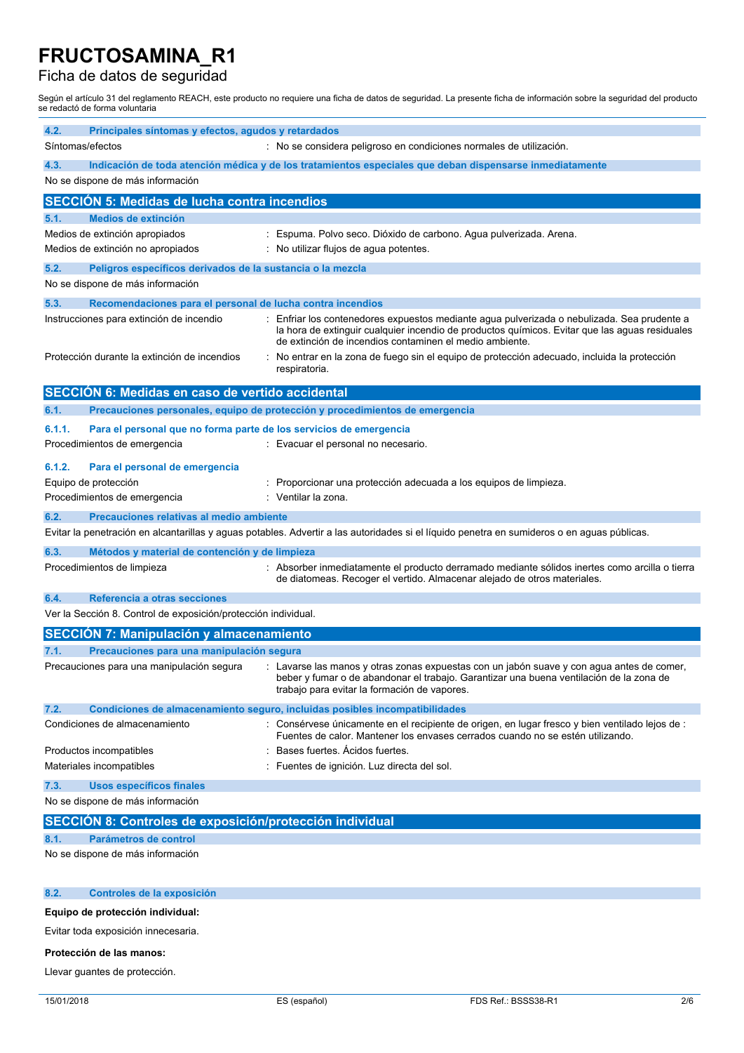# FRUCTOSAMINA_R1

Ficha de datos de seguridad

Según el artículo 31 del reglamento REACH, este producto no requiere una ficha de datos de seguridad. La presente ficha de información sobre la seguridad del producto se redactó de forma voluntaria

### 4.2. Principales síntomas y efectos, agudos y retardados

Síntomas/efectos : No se considera peligroso en condiciones normales de utilización.

### 4.3. Indicación de toda atención médica y de los tratamientos especiales que deban dispensarse inmediatamente

No se dispone de más información

## SECCIÓN 5: Medidas de lucha contra incendios

### 5.1. Medios de extinción

Medios de extinción apropiados : Espuma. Polvo seco. Dióxido de carbono. Agua pulverizada. Arena.

Medios de extinción no apropiados : No utilizar flujos de agua potentes.

### 5.2. Peligros específicos derivados de la sustancia o la mezcla

No se dispone de más información

### 5.3. Recomendaciones para el personal de lucha contra incendios

Instrucciones para extinción de incendio : Enfriar los contenedores expuestos mediante agua pulverizada o nebulizada. Sea prudente a la hora de extinguir cualquier incendio de productos químicos. Evitar que las aguas residuales de extinción de incendios contaminen el medio ambiente.

Protección durante la extinción de incendios : No entrar en la zona de fuego sin el equipo de protección adecuado, incluida la protección respiratoria.

## SECCIÓN 6: Medidas en caso de vertido accidental

### 6.1. Precauciones personales, equipo de protección y procedimientos de emergencia

#### 6.1.1. Para el personal que no forma parte de los servicios de emergencia

Procedimientos de emergencia : Evacuar el personal no necesario.

#### 6.1.2. Para el personal de emergencia

Equipo de protección : Proporcionar una protección adecuada a los equipos de limpieza.

Procedimientos de emergencia : Ventilar la zona.

### 6.2. Precauciones relativas al medio ambiente

Evitar la penetración en alcantarillas y aguas potables. Advertir a las autoridades si el líquido penetra en sumideros o en aguas públicas.

### 6.3. Métodos y material de contención y de limpieza

Procedimientos de limpieza : Absorber inmediatamente el producto derramado mediante sólidos inertes como arcilla o tierra de diatomeas. Recoger el vertido. Almacenar alejado de otros materiales.

### 6.4. Referencia a otras secciones

Ver la Sección 8. Control de exposición/protección individual.

## SECCIÓN 7: Manipulación y almacenamiento

### 7.1. Precauciones para una manipulación segura

Precauciones para una manipulación segura : Lavarse las manos y otras zonas expuestas con un jabón suave y con agua antes de comer, beber y fumar o de abandonar el trabajo. Garantizar una buena ventilación de la zona de trabajo para evitar la formación de vapores.

### 7.2. Condiciones de almacenamiento seguro, incluidas posibles incompatibilidades

Condiciones de almacenamiento : Consérvese únicamente en el recipiente de origen, en lugar fresco y bien ventilado lejos de : Fuentes de calor. Mantener los envases cerrados cuando no se estén utilizando.

Productos incompatibles : Bases fuertes. Ácidos fuertes.

Materiales incompatibles : Fuentes de ignición. Luz directa del sol.

### 7.3. Usos específicos finales

No se dispone de más información

## SECCIÓN 8: Controles de exposición/protección individual

### 8.1. Parámetros de control

No se dispone de más información

### 8.2. Controles de la exposición

**Equipo de protección individual:**

Evitar toda exposición innecesaria.

**Protección de las manos:**

Llevar guantes de protección.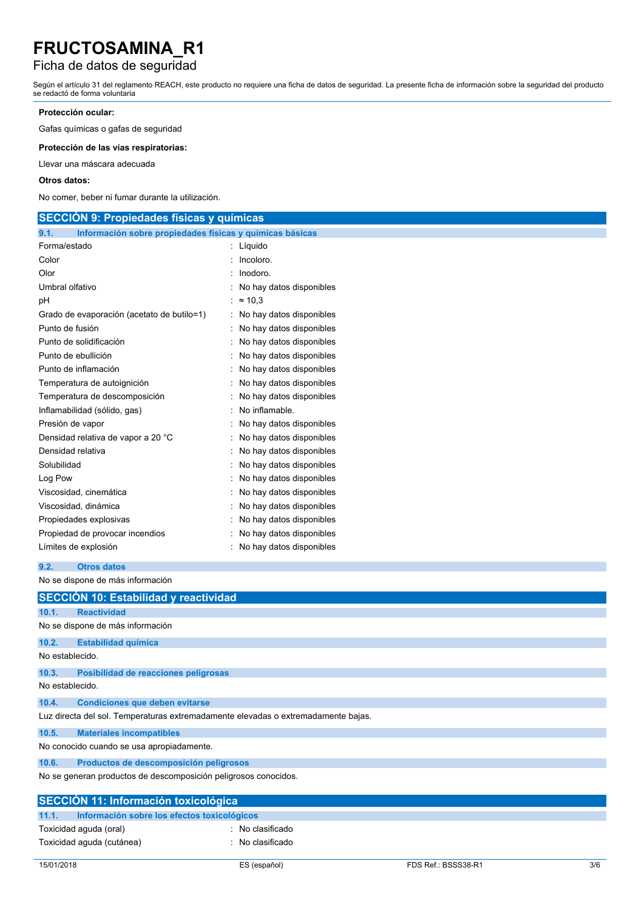**Protección ocular:**

Gafas químicas o gafas de seguridad

**Protección de las vías respiratorias:**

Llevar una máscara adecuada

**Otros datos:**

No comer, beber ni fumar durante la utilización.

## SECCIÓN 9: Propiedades físicas y químicas

### 9.1. Información sobre propiedades físicas y químicas básicas

| | |
|---|---|
| Forma/estado | : Líquido |
| Color | : Incoloro. |
| Olor | : Inodoro. |
| Umbral olfativo | : No hay datos disponibles |
| pH | : ≈ 10,3 |
| Grado de evaporación (acetato de butilo=1) | : No hay datos disponibles |
| Punto de fusión | : No hay datos disponibles |
| Punto de solidificación | : No hay datos disponibles |
| Punto de ebullición | : No hay datos disponibles |
| Punto de inflamación | : No hay datos disponibles |
| Temperatura de autoignición | : No hay datos disponibles |
| Temperatura de descomposición | : No hay datos disponibles |
| Inflamabilidad (sólido, gas) | : No inflamable. |
| Presión de vapor | : No hay datos disponibles |
| Densidad relativa de vapor a 20 °C | : No hay datos disponibles |
| Densidad relativa | : No hay datos disponibles |
| Solubilidad | : No hay datos disponibles |
| Log Pow | : No hay datos disponibles |
| Viscosidad, cinemática | : No hay datos disponibles |
| Viscosidad, dinámica | : No hay datos disponibles |
| Propiedades explosivas | : No hay datos disponibles |
| Propiedad de provocar incendios | : No hay datos disponibles |
| Límites de explosión | : No hay datos disponibles |

### 9.2. Otros datos

No se dispone de más información

## SECCIÓN 10: Estabilidad y reactividad

### 10.1. Reactividad

No se dispone de más información

### 10.2. Estabilidad química

No establecido.

### 10.3. Posibilidad de reacciones peligrosas

No establecido.

### 10.4. Condiciones que deben evitarse

Luz directa del sol. Temperaturas extremadamente elevadas o extremadamente bajas.

### 10.5. Materiales incompatibles

No conocido cuando se usa apropiadamente.

### 10.6. Productos de descomposición peligrosos

No se generan productos de descomposición peligrosos conocidos.

## SECCIÓN 11: Información toxicológica

### 11.1. Información sobre los efectos toxicológicos

| | |
|---|---|
| Toxicidad aguda (oral) | : No clasificado |
| Toxicidad aguda (cutánea) | : No clasificado |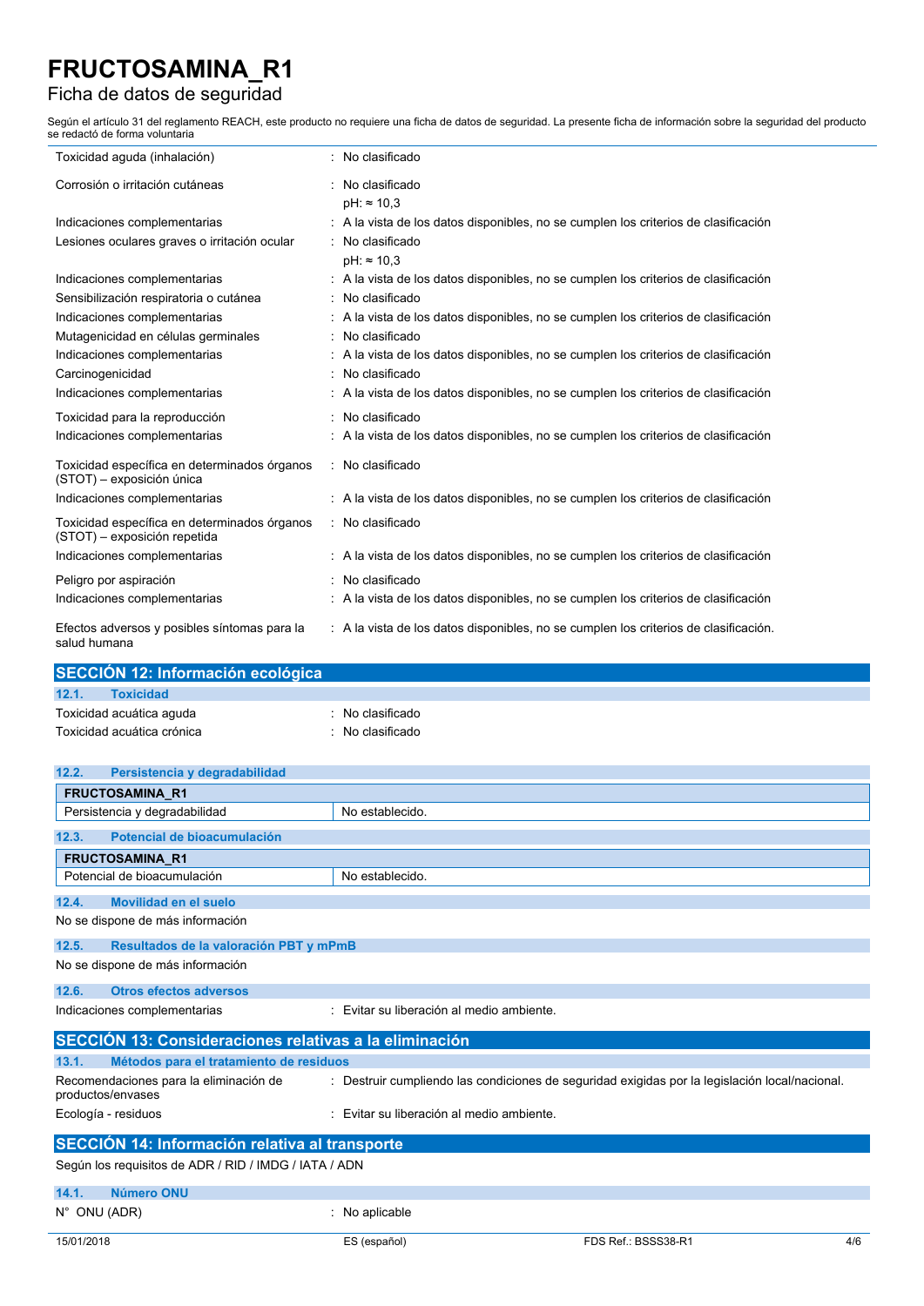| | |
|---|---|
| Toxicidad aguda (inhalación) | : No clasificado |
| Corrosión o irritación cutáneas | : No clasificado<br>pH: ≈ 10,3 |
| Indicaciones complementarias | : A la vista de los datos disponibles, no se cumplen los criterios de clasificación |
| Lesiones oculares graves o irritación ocular | : No clasificado<br>pH: ≈ 10,3 |
| Indicaciones complementarias | : A la vista de los datos disponibles, no se cumplen los criterios de clasificación |
| Sensibilización respiratoria o cutánea | : No clasificado |
| Indicaciones complementarias | : A la vista de los datos disponibles, no se cumplen los criterios de clasificación |
| Mutagenicidad en células germinales | : No clasificado |
| Indicaciones complementarias | : A la vista de los datos disponibles, no se cumplen los criterios de clasificación |
| Carcinogenicidad | : No clasificado |
| Indicaciones complementarias | : A la vista de los datos disponibles, no se cumplen los criterios de clasificación |
| Toxicidad para la reproducción | : No clasificado |
| Indicaciones complementarias | : A la vista de los datos disponibles, no se cumplen los criterios de clasificación |
| Toxicidad específica en determinados órganos (STOT) – exposición única | : No clasificado |
| Indicaciones complementarias | : A la vista de los datos disponibles, no se cumplen los criterios de clasificación |
| Toxicidad específica en determinados órganos (STOT) – exposición repetida | : No clasificado |
| Indicaciones complementarias | : A la vista de los datos disponibles, no se cumplen los criterios de clasificación |
| Peligro por aspiración | : No clasificado |
| Indicaciones complementarias | : A la vista de los datos disponibles, no se cumplen los criterios de clasificación |
| Efectos adversos y posibles síntomas para la salud humana | : A la vista de los datos disponibles, no se cumplen los criterios de clasificación. |

## SECCIÓN 12: Información ecológica

### 12.1. Toxicidad

| | |
|---|---|
| Toxicidad acuática aguda | : No clasificado |
| Toxicidad acuática crónica | : No clasificado |

### 12.2. Persistencia y degradabilidad

| FRUCTOSAMINA_R1 | |
|---|---|
| Persistencia y degradabilidad | No establecido. |

### 12.3. Potencial de bioacumulación

| FRUCTOSAMINA_R1 | |
|---|---|
| Potencial de bioacumulación | No establecido. |

### 12.4. Movilidad en el suelo

No se dispone de más información

### 12.5. Resultados de la valoración PBT y mPmB

No se dispone de más información

### 12.6. Otros efectos adversos

| | |
|---|---|
| Indicaciones complementarias | : Evitar su liberación al medio ambiente. |

## SECCIÓN 13: Consideraciones relativas a la eliminación

### 13.1. Métodos para el tratamiento de residuos

| | |
|---|---|
| Recomendaciones para la eliminación de productos/envases | : Destruir cumpliendo las condiciones de seguridad exigidas por la legislación local/nacional. |
| Ecología - residuos | : Evitar su liberación al medio ambiente. |

## SECCIÓN 14: Información relativa al transporte

Según los requisitos de ADR / RID / IMDG / IATA / ADN

### 14.1. Número ONU

| | |
|---|---|
| N° ONU (ADR) | : No aplicable |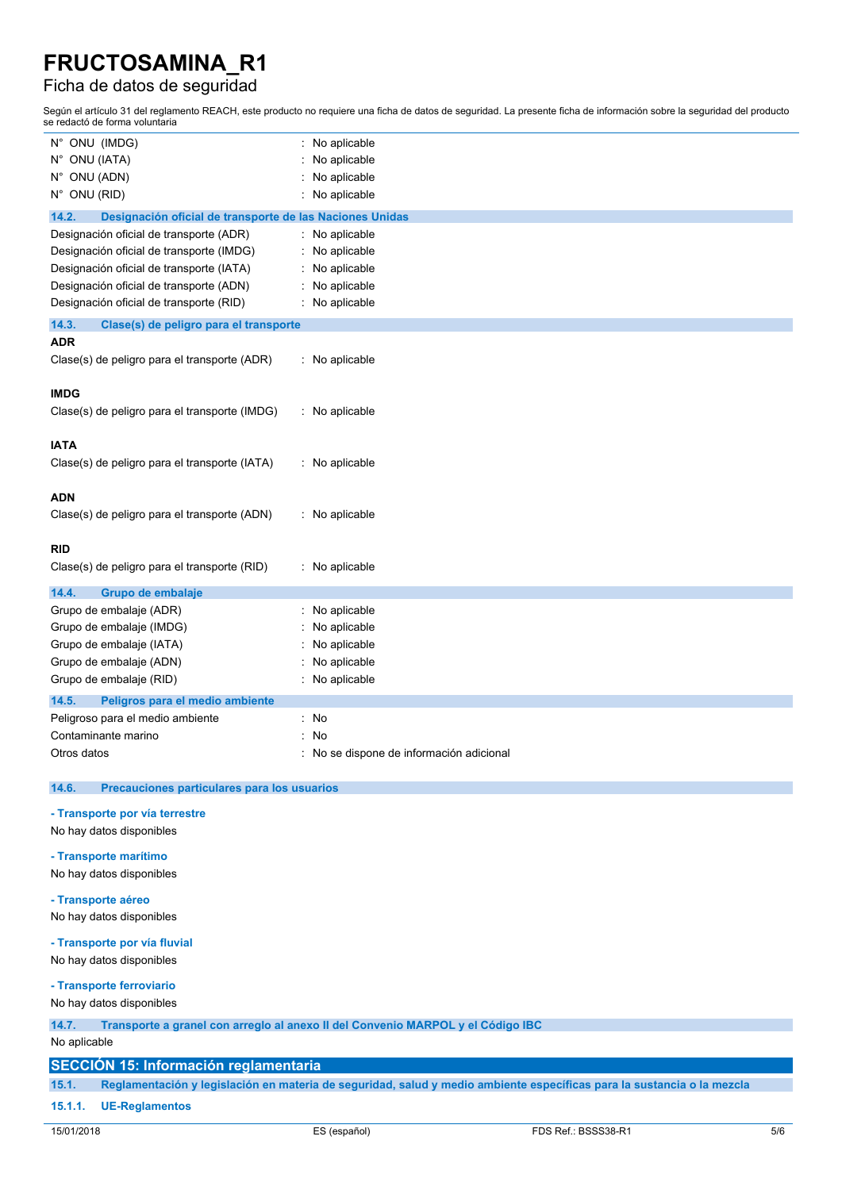| | |
|---|---|
| N° ONU (IMDG) | : No aplicable |
| N° ONU (IATA) | : No aplicable |
| N° ONU (ADN) | : No aplicable |
| N° ONU (RID) | : No aplicable |

### 14.2. Designación oficial de transporte de las Naciones Unidas

| | |
|---|---|
| Designación oficial de transporte (ADR) | : No aplicable |
| Designación oficial de transporte (IMDG) | : No aplicable |
| Designación oficial de transporte (IATA) | : No aplicable |
| Designación oficial de transporte (ADN) | : No aplicable |
| Designación oficial de transporte (RID) | : No aplicable |

### 14.3. Clase(s) de peligro para el transporte

**ADR**

Clase(s) de peligro para el transporte (ADR) : No aplicable

**IMDG**

Clase(s) de peligro para el transporte (IMDG) : No aplicable

**IATA**

Clase(s) de peligro para el transporte (IATA) : No aplicable

**ADN**

Clase(s) de peligro para el transporte (ADN) : No aplicable

**RID**

Clase(s) de peligro para el transporte (RID) : No aplicable

### 14.4. Grupo de embalaje

| | |
|---|---|
| Grupo de embalaje (ADR) | : No aplicable |
| Grupo de embalaje (IMDG) | : No aplicable |
| Grupo de embalaje (IATA) | : No aplicable |
| Grupo de embalaje (ADN) | : No aplicable |
| Grupo de embalaje (RID) | : No aplicable |

### 14.5. Peligros para el medio ambiente

| | |
|---|---|
| Peligroso para el medio ambiente | : No |
| Contaminante marino | : No |
| Otros datos | : No se dispone de información adicional |

### 14.6. Precauciones particulares para los usuarios

**- Transporte por vía terrestre**

No hay datos disponibles

**- Transporte marítimo**

No hay datos disponibles

**- Transporte aéreo**

No hay datos disponibles

**- Transporte por vía fluvial**

No hay datos disponibles

**- Transporte ferroviario**

No hay datos disponibles

### 14.7. Transporte a granel con arreglo al anexo II del Convenio MARPOL y el Código IBC

No aplicable

## SECCIÓN 15: Información reglamentaria

### 15.1. Reglamentación y legislación en materia de seguridad, salud y medio ambiente específicas para la sustancia o la mezcla

#### 15.1.1. UE-Reglamentos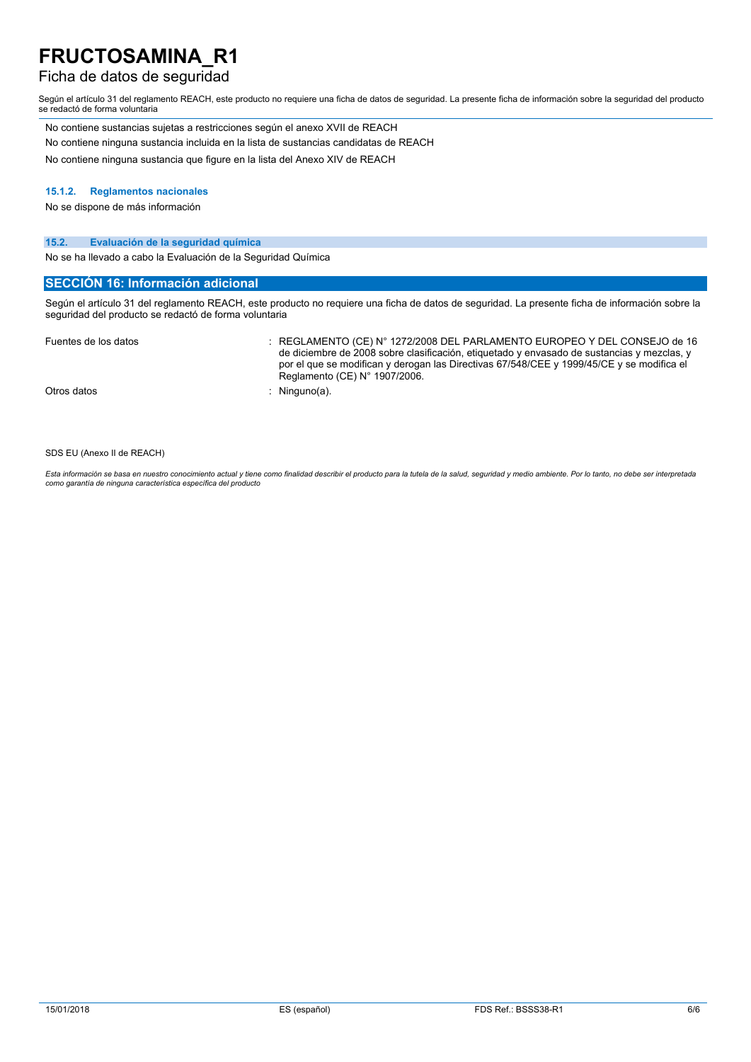No contiene sustancias sujetas a restricciones según el anexo XVII de REACH

No contiene ninguna sustancia incluida en la lista de sustancias candidatas de REACH

No contiene ninguna sustancia que figure en la lista del Anexo XIV de REACH

#### 15.1.2. Reglamentos nacionales

No se dispone de más información

### 15.2. Evaluación de la seguridad química

No se ha llevado a cabo la Evaluación de la Seguridad Química

## SECCIÓN 16: Información adicional

Según el artículo 31 del reglamento REACH, este producto no requiere una ficha de datos de seguridad. La presente ficha de información sobre la seguridad del producto se redactó de forma voluntaria

| | |
|---|---|
| Fuentes de los datos | : REGLAMENTO (CE) N° 1272/2008 DEL PARLAMENTO EUROPEO Y DEL CONSEJO de 16 de diciembre de 2008 sobre clasificación, etiquetado y envasado de sustancias y mezclas, y por el que se modifican y derogan las Directivas 67/548/CEE y 1999/45/CE y se modifica el Reglamento (CE) N° 1907/2006. |
| Otros datos | : Ninguno(a). |

SDS EU (Anexo II de REACH)

*Esta información se basa en nuestro conocimiento actual y tiene como finalidad describir el producto para la tutela de la salud, seguridad y medio ambiente. Por lo tanto, no debe ser interpretada como garantía de ninguna característica específica del producto*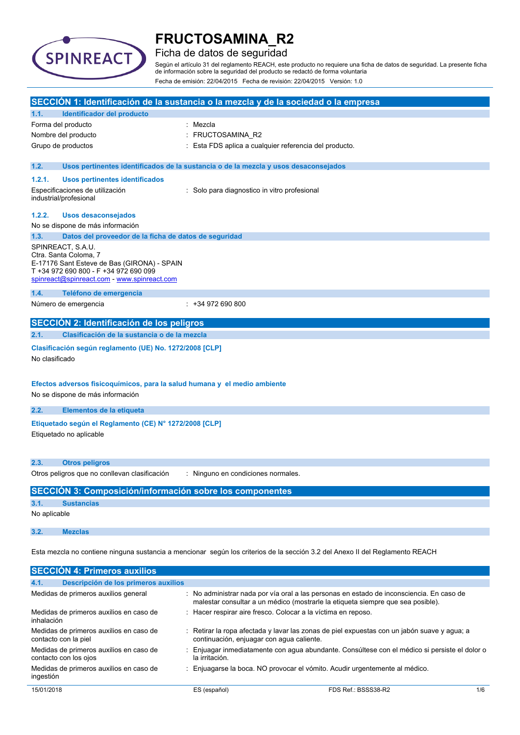# FRUCTOSAMINA_R2

## Ficha de datos de seguridad

Según el artículo 31 del reglamento REACH, este producto no requiere una ficha de datos de seguridad. La presente ficha de información sobre la seguridad del producto se redactó de forma voluntaria

Fecha de emisión: 22/04/2015 Fecha de revisión: 22/04/2015 Versión: 1.0

## SECCIÓN 1: Identificación de la sustancia o la mezcla y de la sociedad o la empresa

### 1.1. Identificador del producto

| | |
|---|---|
| Forma del producto | : Mezcla |
| Nombre del producto | : FRUCTOSAMINA_R2 |
| Grupo de productos | : Esta FDS aplica a cualquier referencia del producto. |

### 1.2. Usos pertinentes identificados de la sustancia o de la mezcla y usos desaconsejados

#### 1.2.1. Usos pertinentes identificados

| | |
|---|---|
| Especificaciones de utilización industrial/profesional | : Solo para diagnostico in vitro profesional |

#### 1.2.2. Usos desaconsejados

No se dispone de más información

### 1.3. Datos del proveedor de la ficha de datos de seguridad

SPINREACT, S.A.U.
Ctra. Santa Coloma, 7
E-17176 Sant Esteve de Bas (GIRONA) - SPAIN
T +34 972 690 800 - F +34 972 690 099
spinreact@spinreact.com - www.spinreact.com

### 1.4. Teléfono de emergencia

| | |
|---|---|
| Número de emergencia | : +34 972 690 800 |

## SECCIÓN 2: Identificación de los peligros

### 2.1. Clasificación de la sustancia o de la mezcla

**Clasificación según reglamento (UE) No. 1272/2008 [CLP]**

No clasificado

**Efectos adversos fisicoquímicos, para la salud humana y el medio ambiente**

No se dispone de más información

### 2.2. Elementos de la etiqueta

**Etiquetado según el Reglamento (CE) N° 1272/2008 [CLP]**

Etiquetado no aplicable

### 2.3. Otros peligros

| | |
|---|---|
| Otros peligros que no conllevan clasificación | : Ninguno en condiciones normales. |

## SECCIÓN 3: Composición/información sobre los componentes

### 3.1. Sustancias

No aplicable

### 3.2. Mezclas

Esta mezcla no contiene ninguna sustancia a mencionar según los criterios de la sección 3.2 del Anexo II del Reglamento REACH

## SECCIÓN 4: Primeros auxilios

### 4.1. Descripción de los primeros auxilios

| | |
|---|---|
| Medidas de primeros auxilios general | : No administrar nada por vía oral a las personas en estado de inconsciencia. En caso de malestar consultar a un médico (mostrarle la etiqueta siempre que sea posible). |
| Medidas de primeros auxilios en caso de inhalación | : Hacer respirar aire fresco. Colocar a la víctima en reposo. |
| Medidas de primeros auxilios en caso de contacto con la piel | : Retirar la ropa afectada y lavar las zonas de piel expuestas con un jabón suave y agua; a continuación, enjuagar con agua caliente. |
| Medidas de primeros auxilios en caso de contacto con los ojos | : Enjuagar inmediatamente con agua abundante. Consúltese con el médico si persiste el dolor o la irritación. |
| Medidas de primeros auxilios en caso de ingestión | : Enjuagarse la boca. NO provocar el vómito. Acudir urgentemente al médico. |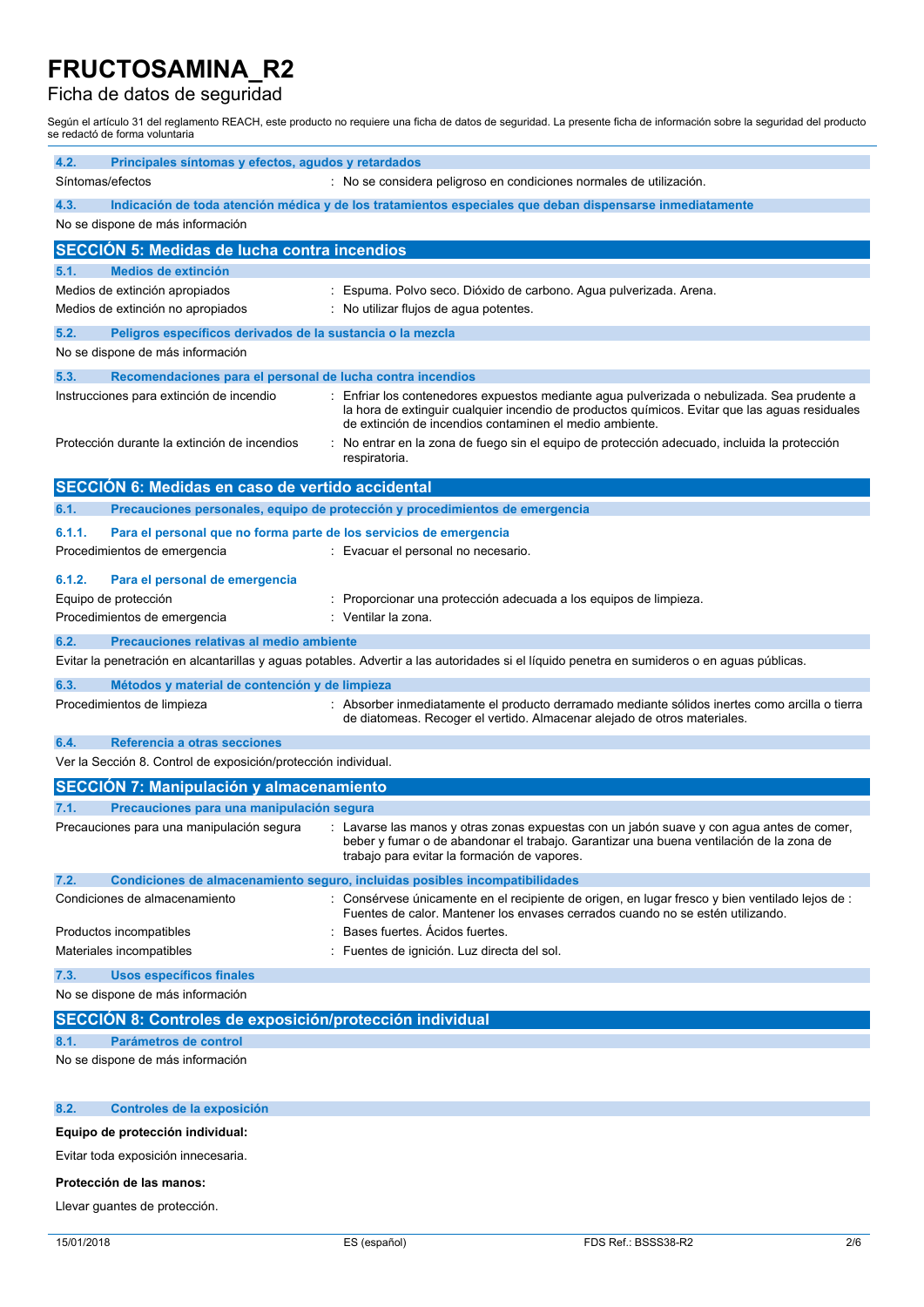# FRUCTOSAMINA_R2

Ficha de datos de seguridad

Según el artículo 31 del reglamento REACH, este producto no requiere una ficha de datos de seguridad. La presente ficha de información sobre la seguridad del producto se redactó de forma voluntaria

### 4.2. Principales síntomas y efectos, agudos y retardados

Síntomas/efectos : No se considera peligroso en condiciones normales de utilización.

### 4.3. Indicación de toda atención médica y de los tratamientos especiales que deban dispensarse inmediatamente

No se dispone de más información

## SECCIÓN 5: Medidas de lucha contra incendios

### 5.1. Medios de extinción

Medios de extinción apropiados : Espuma. Polvo seco. Dióxido de carbono. Agua pulverizada. Arena.

Medios de extinción no apropiados : No utilizar flujos de agua potentes.

### 5.2. Peligros específicos derivados de la sustancia o la mezcla

No se dispone de más información

### 5.3. Recomendaciones para el personal de lucha contra incendios

Instrucciones para extinción de incendio : Enfriar los contenedores expuestos mediante agua pulverizada o nebulizada. Sea prudente a la hora de extinguir cualquier incendio de productos químicos. Evitar que las aguas residuales de extinción de incendios contaminen el medio ambiente.

Protección durante la extinción de incendios : No entrar en la zona de fuego sin el equipo de protección adecuado, incluida la protección respiratoria.

## SECCIÓN 6: Medidas en caso de vertido accidental

### 6.1. Precauciones personales, equipo de protección y procedimientos de emergencia

#### 6.1.1. Para el personal que no forma parte de los servicios de emergencia

Procedimientos de emergencia : Evacuar el personal no necesario.

#### 6.1.2. Para el personal de emergencia

Equipo de protección : Proporcionar una protección adecuada a los equipos de limpieza.

Procedimientos de emergencia : Ventilar la zona.

### 6.2. Precauciones relativas al medio ambiente

Evitar la penetración en alcantarillas y aguas potables. Advertir a las autoridades si el líquido penetra en sumideros o en aguas públicas.

### 6.3. Métodos y material de contención y de limpieza

Procedimientos de limpieza : Absorber inmediatamente el producto derramado mediante sólidos inertes como arcilla o tierra de diatomeas. Recoger el vertido. Almacenar alejado de otros materiales.

### 6.4. Referencia a otras secciones

Ver la Sección 8. Control de exposición/protección individual.

## SECCIÓN 7: Manipulación y almacenamiento

### 7.1. Precauciones para una manipulación segura

Precauciones para una manipulación segura : Lavarse las manos y otras zonas expuestas con un jabón suave y con agua antes de comer, beber y fumar o de abandonar el trabajo. Garantizar una buena ventilación de la zona de trabajo para evitar la formación de vapores.

### 7.2. Condiciones de almacenamiento seguro, incluidas posibles incompatibilidades

Condiciones de almacenamiento : Consérvese únicamente en el recipiente de origen, en lugar fresco y bien ventilado lejos de : Fuentes de calor. Mantener los envases cerrados cuando no se estén utilizando.

Productos incompatibles : Bases fuertes. Ácidos fuertes.

Materiales incompatibles : Fuentes de ignición. Luz directa del sol.

### 7.3. Usos específicos finales

No se dispone de más información

## SECCIÓN 8: Controles de exposición/protección individual

### 8.1. Parámetros de control

No se dispone de más información

### 8.2. Controles de la exposición

**Equipo de protección individual:**

Evitar toda exposición innecesaria.

**Protección de las manos:**

Llevar guantes de protección.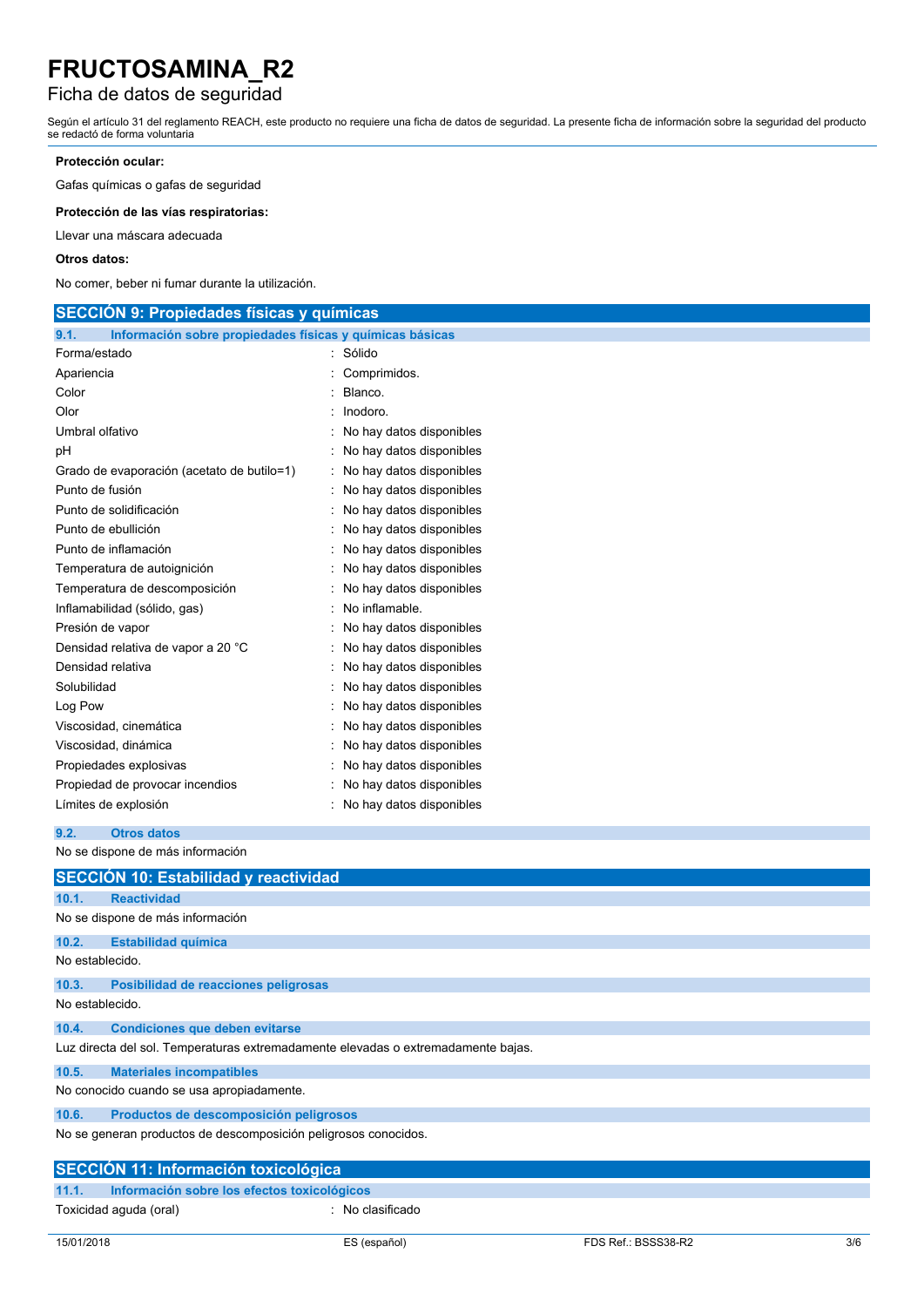**Protección ocular:**

Gafas químicas o gafas de seguridad

**Protección de las vías respiratorias:**

Llevar una máscara adecuada

**Otros datos:**

No comer, beber ni fumar durante la utilización.

## SECCIÓN 9: Propiedades físicas y químicas

### 9.1. Información sobre propiedades físicas y químicas básicas

| | |
|---|---|
| Forma/estado | : Sólido |
| Apariencia | : Comprimidos. |
| Color | : Blanco. |
| Olor | : Inodoro. |
| Umbral olfativo | : No hay datos disponibles |
| pH | : No hay datos disponibles |
| Grado de evaporación (acetato de butilo=1) | : No hay datos disponibles |
| Punto de fusión | : No hay datos disponibles |
| Punto de solidificación | : No hay datos disponibles |
| Punto de ebullición | : No hay datos disponibles |
| Punto de inflamación | : No hay datos disponibles |
| Temperatura de autoignición | : No hay datos disponibles |
| Temperatura de descomposición | : No hay datos disponibles |
| Inflamabilidad (sólido, gas) | : No inflamable. |
| Presión de vapor | : No hay datos disponibles |
| Densidad relativa de vapor a 20 °C | : No hay datos disponibles |
| Densidad relativa | : No hay datos disponibles |
| Solubilidad | : No hay datos disponibles |
| Log Pow | : No hay datos disponibles |
| Viscosidad, cinemática | : No hay datos disponibles |
| Viscosidad, dinámica | : No hay datos disponibles |
| Propiedades explosivas | : No hay datos disponibles |
| Propiedad de provocar incendios | : No hay datos disponibles |
| Límites de explosión | : No hay datos disponibles |

### 9.2. Otros datos

No se dispone de más información

## SECCIÓN 10: Estabilidad y reactividad

### 10.1. Reactividad

No se dispone de más información

### 10.2. Estabilidad química

No establecido.

### 10.3. Posibilidad de reacciones peligrosas

No establecido.

### 10.4. Condiciones que deben evitarse

Luz directa del sol. Temperaturas extremadamente elevadas o extremadamente bajas.

### 10.5. Materiales incompatibles

No conocido cuando se usa apropiadamente.

### 10.6. Productos de descomposición peligrosos

No se generan productos de descomposición peligrosos conocidos.

## SECCIÓN 11: Información toxicológica

### 11.1. Información sobre los efectos toxicológicos

| | |
|---|---|
| Toxicidad aguda (oral) | : No clasificado |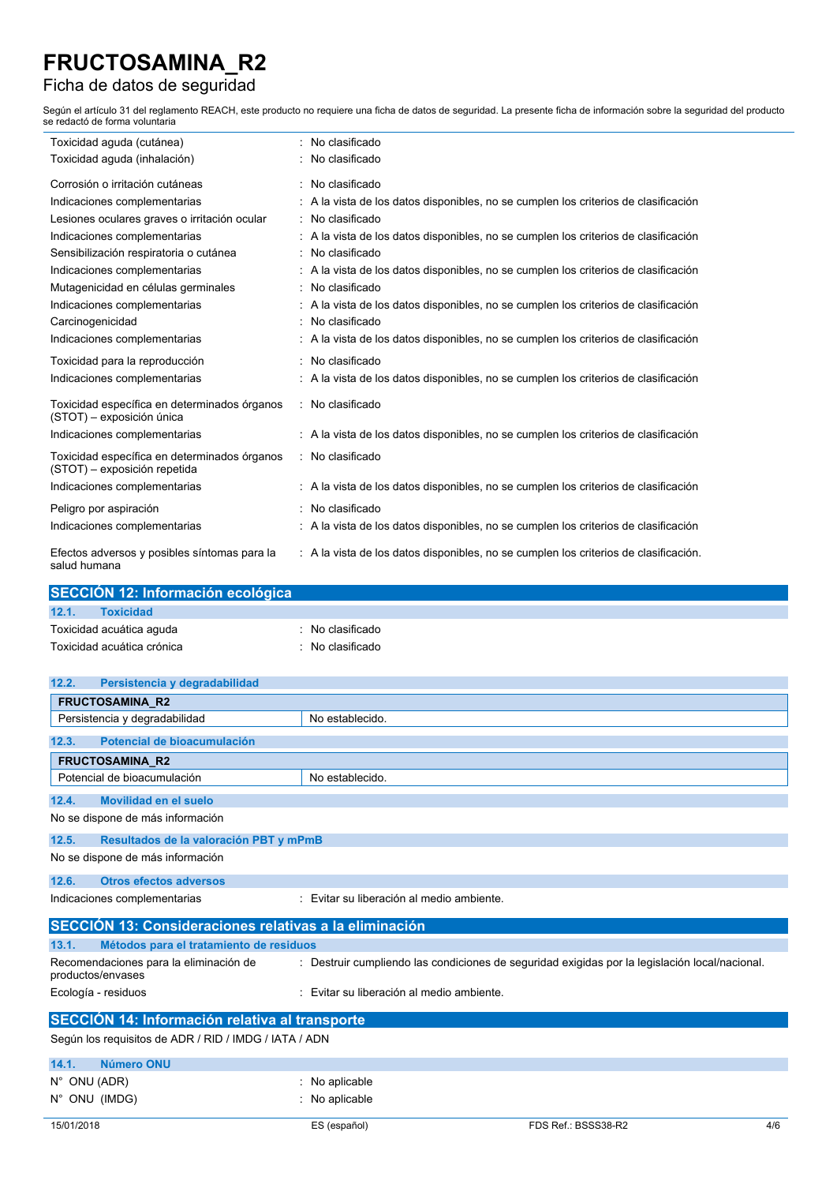| | |
|---|---|
| Toxicidad aguda (cutánea) | : No clasificado |
| Toxicidad aguda (inhalación) | : No clasificado |
| Corrosión o irritación cutáneas | : No clasificado |
| Indicaciones complementarias | : A la vista de los datos disponibles, no se cumplen los criterios de clasificación |
| Lesiones oculares graves o irritación ocular | : No clasificado |
| Indicaciones complementarias | : A la vista de los datos disponibles, no se cumplen los criterios de clasificación |
| Sensibilización respiratoria o cutánea | : No clasificado |
| Indicaciones complementarias | : A la vista de los datos disponibles, no se cumplen los criterios de clasificación |
| Mutagenicidad en células germinales | : No clasificado |
| Indicaciones complementarias | : A la vista de los datos disponibles, no se cumplen los criterios de clasificación |
| Carcinogenicidad | : No clasificado |
| Indicaciones complementarias | : A la vista de los datos disponibles, no se cumplen los criterios de clasificación |
| Toxicidad para la reproducción | : No clasificado |
| Indicaciones complementarias | : A la vista de los datos disponibles, no se cumplen los criterios de clasificación |
| Toxicidad específica en determinados órganos (STOT) – exposición única | : No clasificado |
| Indicaciones complementarias | : A la vista de los datos disponibles, no se cumplen los criterios de clasificación |
| Toxicidad específica en determinados órganos (STOT) – exposición repetida | : No clasificado |
| Indicaciones complementarias | : A la vista de los datos disponibles, no se cumplen los criterios de clasificación |
| Peligro por aspiración | : No clasificado |
| Indicaciones complementarias | : A la vista de los datos disponibles, no se cumplen los criterios de clasificación |
| Efectos adversos y posibles síntomas para la salud humana | : A la vista de los datos disponibles, no se cumplen los criterios de clasificación. |

## SECCIÓN 12: Información ecológica

### 12.1. Toxicidad

| | |
|---|---|
| Toxicidad acuática aguda | : No clasificado |
| Toxicidad acuática crónica | : No clasificado |

### 12.2. Persistencia y degradabilidad

| FRUCTOSAMINA_R2 | |
|---|---|
| Persistencia y degradabilidad | No establecido. |

### 12.3. Potencial de bioacumulación

| FRUCTOSAMINA_R2 | |
|---|---|
| Potencial de bioacumulación | No establecido. |

### 12.4. Movilidad en el suelo

No se dispone de más información

### 12.5. Resultados de la valoración PBT y mPmB

No se dispone de más información

### 12.6. Otros efectos adversos

| | |
|---|---|
| Indicaciones complementarias | : Evitar su liberación al medio ambiente. |

## SECCIÓN 13: Consideraciones relativas a la eliminación

### 13.1. Métodos para el tratamiento de residuos

| | |
|---|---|
| Recomendaciones para la eliminación de productos/envases | : Destruir cumpliendo las condiciones de seguridad exigidas por la legislación local/nacional. |
| Ecología - residuos | : Evitar su liberación al medio ambiente. |

## SECCIÓN 14: Información relativa al transporte

Según los requisitos de ADR / RID / IMDG / IATA / ADN

### 14.1. Número ONU

| | |
|---|---|
| N° ONU (ADR) | : No aplicable |
| N° ONU (IMDG) | : No aplicable |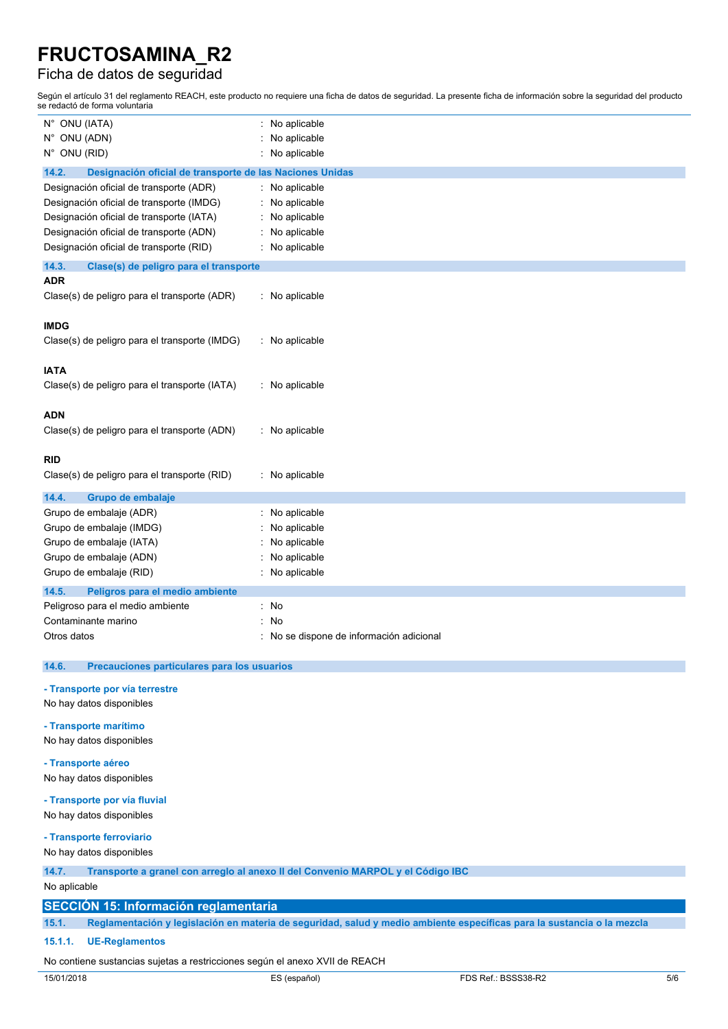| | |
|---|---|
| N° ONU (IATA) | : No aplicable |
| N° ONU (ADN) | : No aplicable |
| N° ONU (RID) | : No aplicable |

### 14.2. Designación oficial de transporte de las Naciones Unidas

| | |
|---|---|
| Designación oficial de transporte (ADR) | : No aplicable |
| Designación oficial de transporte (IMDG) | : No aplicable |
| Designación oficial de transporte (IATA) | : No aplicable |
| Designación oficial de transporte (ADN) | : No aplicable |
| Designación oficial de transporte (RID) | : No aplicable |

### 14.3. Clase(s) de peligro para el transporte

**ADR**

Clase(s) de peligro para el transporte (ADR) : No aplicable

**IMDG**

Clase(s) de peligro para el transporte (IMDG) : No aplicable

**IATA**

Clase(s) de peligro para el transporte (IATA) : No aplicable

**ADN**

Clase(s) de peligro para el transporte (ADN) : No aplicable

**RID**

Clase(s) de peligro para el transporte (RID) : No aplicable

### 14.4. Grupo de embalaje

| | |
|---|---|
| Grupo de embalaje (ADR) | : No aplicable |
| Grupo de embalaje (IMDG) | : No aplicable |
| Grupo de embalaje (IATA) | : No aplicable |
| Grupo de embalaje (ADN) | : No aplicable |
| Grupo de embalaje (RID) | : No aplicable |

### 14.5. Peligros para el medio ambiente

| | |
|---|---|
| Peligroso para el medio ambiente | : No |
| Contaminante marino | : No |
| Otros datos | : No se dispone de información adicional |

### 14.6. Precauciones particulares para los usuarios

**- Transporte por vía terrestre**

No hay datos disponibles

**- Transporte marítimo**

No hay datos disponibles

**- Transporte aéreo**

No hay datos disponibles

**- Transporte por vía fluvial**

No hay datos disponibles

**- Transporte ferroviario**

No hay datos disponibles

### 14.7. Transporte a granel con arreglo al anexo II del Convenio MARPOL y el Código IBC

No aplicable

## SECCIÓN 15: Información reglamentaria

### 15.1. Reglamentación y legislación en materia de seguridad, salud y medio ambiente específicas para la sustancia o la mezcla

#### 15.1.1. UE-Reglamentos

No contiene sustancias sujetas a restricciones según el anexo XVII de REACH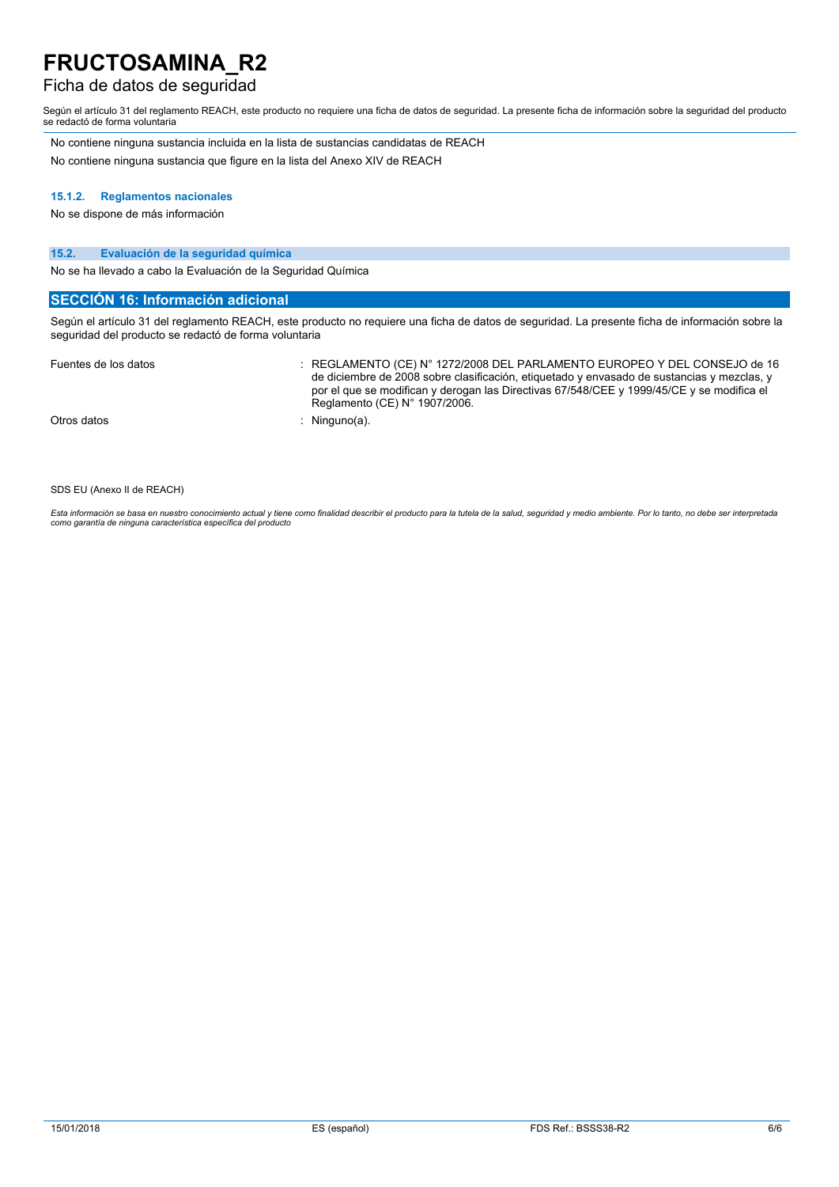No contiene ninguna sustancia incluida en la lista de sustancias candidatas de REACH

No contiene ninguna sustancia que figure en la lista del Anexo XIV de REACH

#### 15.1.2. Reglamentos nacionales

No se dispone de más información

### 15.2. Evaluación de la seguridad química

No se ha llevado a cabo la Evaluación de la Seguridad Química

## SECCIÓN 16: Información adicional

Según el artículo 31 del reglamento REACH, este producto no requiere una ficha de datos de seguridad. La presente ficha de información sobre la seguridad del producto se redactó de forma voluntaria

| | |
|---|---|
| Fuentes de los datos | : REGLAMENTO (CE) N° 1272/2008 DEL PARLAMENTO EUROPEO Y DEL CONSEJO de 16 de diciembre de 2008 sobre clasificación, etiquetado y envasado de sustancias y mezclas, y por el que se modifican y derogan las Directivas 67/548/CEE y 1999/45/CE y se modifica el Reglamento (CE) N° 1907/2006. |
| Otros datos | : Ninguno(a). |

SDS EU (Anexo II de REACH)

*Esta información se basa en nuestro conocimiento actual y tiene como finalidad describir el producto para la tutela de la salud, seguridad y medio ambiente. Por lo tanto, no debe ser interpretada como garantía de ninguna característica específica del producto*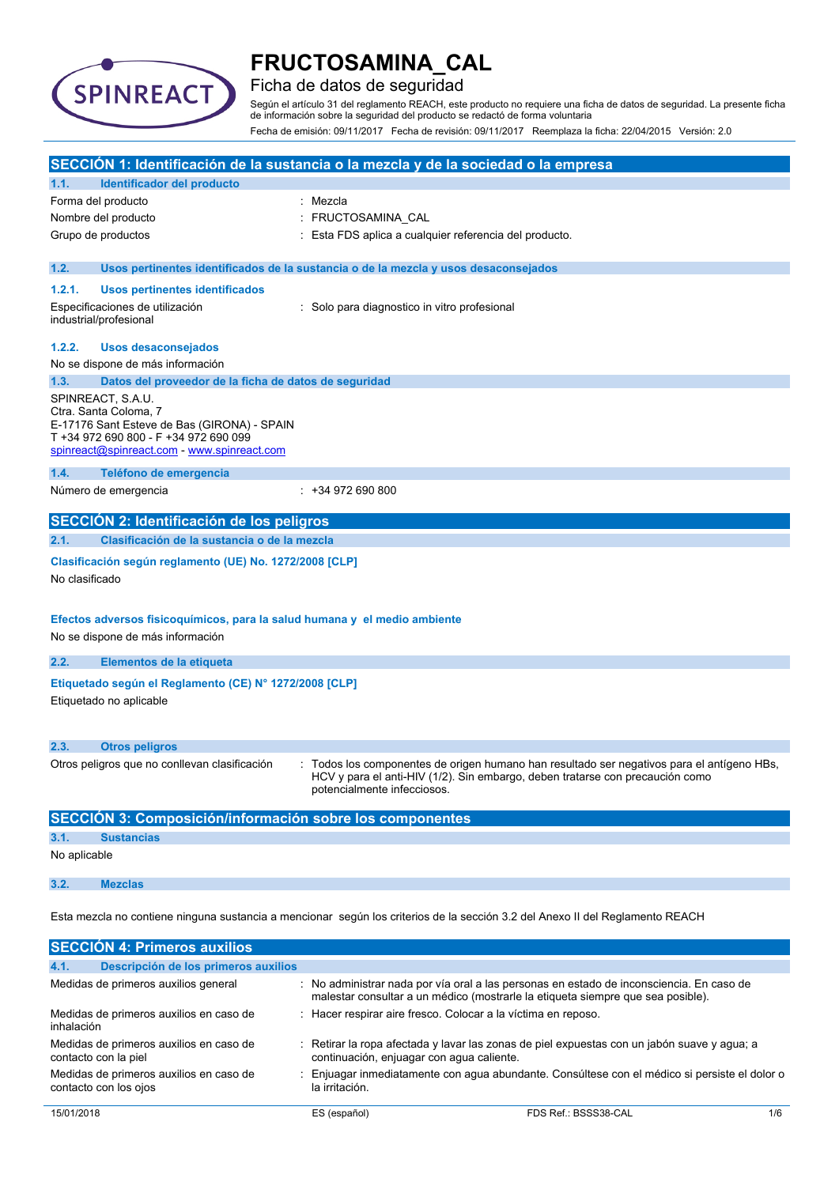# FRUCTOSAMINA_CAL

## Ficha de datos de seguridad

Según el artículo 31 del reglamento REACH, este producto no requiere una ficha de datos de seguridad. La presente ficha de información sobre la seguridad del producto se redactó de forma voluntaria

Fecha de emisión: 09/11/2017 Fecha de revisión: 09/11/2017 Reemplaza la ficha: 22/04/2015 Versión: 2.0

## SECCIÓN 1: Identificación de la sustancia o la mezcla y de la sociedad o la empresa

### 1.1. Identificador del producto

| | |
|---|---|
| Forma del producto | : Mezcla |
| Nombre del producto | : FRUCTOSAMINA_CAL |
| Grupo de productos | : Esta FDS aplica a cualquier referencia del producto. |

### 1.2. Usos pertinentes identificados de la sustancia o de la mezcla y usos desaconsejados

#### 1.2.1. Usos pertinentes identificados

| | |
|---|---|
| Especificaciones de utilización industrial/profesional | : Solo para diagnostico in vitro profesional |

#### 1.2.2. Usos desaconsejados

No se dispone de más información

### 1.3. Datos del proveedor de la ficha de datos de seguridad

SPINREACT, S.A.U.
Ctra. Santa Coloma, 7
E-17176 Sant Esteve de Bas (GIRONA) - SPAIN
T +34 972 690 800 - F +34 972 690 099
spinreact@spinreact.com - www.spinreact.com

### 1.4. Teléfono de emergencia

| | |
|---|---|
| Número de emergencia | : +34 972 690 800 |

## SECCIÓN 2: Identificación de los peligros

### 2.1. Clasificación de la sustancia o de la mezcla

**Clasificación según reglamento (UE) No. 1272/2008 [CLP]**

No clasificado

**Efectos adversos fisicoquímicos, para la salud humana y el medio ambiente**

No se dispone de más información

### 2.2. Elementos de la etiqueta

**Etiquetado según el Reglamento (CE) N° 1272/2008 [CLP]**

Etiquetado no aplicable

### 2.3. Otros peligros

| | |
|---|---|
| Otros peligros que no conllevan clasificación | : Todos los componentes de origen humano han resultado ser negativos para el antígeno HBs, HCV y para el anti-HIV (1/2). Sin embargo, deben tratarse con precaución como potencialmente infecciosos. |

## SECCIÓN 3: Composición/información sobre los componentes

### 3.1. Sustancias

No aplicable

### 3.2. Mezclas

Esta mezcla no contiene ninguna sustancia a mencionar según los criterios de la sección 3.2 del Anexo II del Reglamento REACH

## SECCIÓN 4: Primeros auxilios

### 4.1. Descripción de los primeros auxilios

| | |
|---|---|
| Medidas de primeros auxilios general | : No administrar nada por vía oral a las personas en estado de inconsciencia. En caso de malestar consultar a un médico (mostrarle la etiqueta siempre que sea posible). |
| Medidas de primeros auxilios en caso de inhalación | : Hacer respirar aire fresco. Colocar a la víctima en reposo. |
| Medidas de primeros auxilios en caso de contacto con la piel | : Retirar la ropa afectada y lavar las zonas de piel expuestas con un jabón suave y agua; a continuación, enjuagar con agua caliente. |
| Medidas de primeros auxilios en caso de contacto con los ojos | : Enjuagar inmediatamente con agua abundante. Consúltese con el médico si persiste el dolor o la irritación. |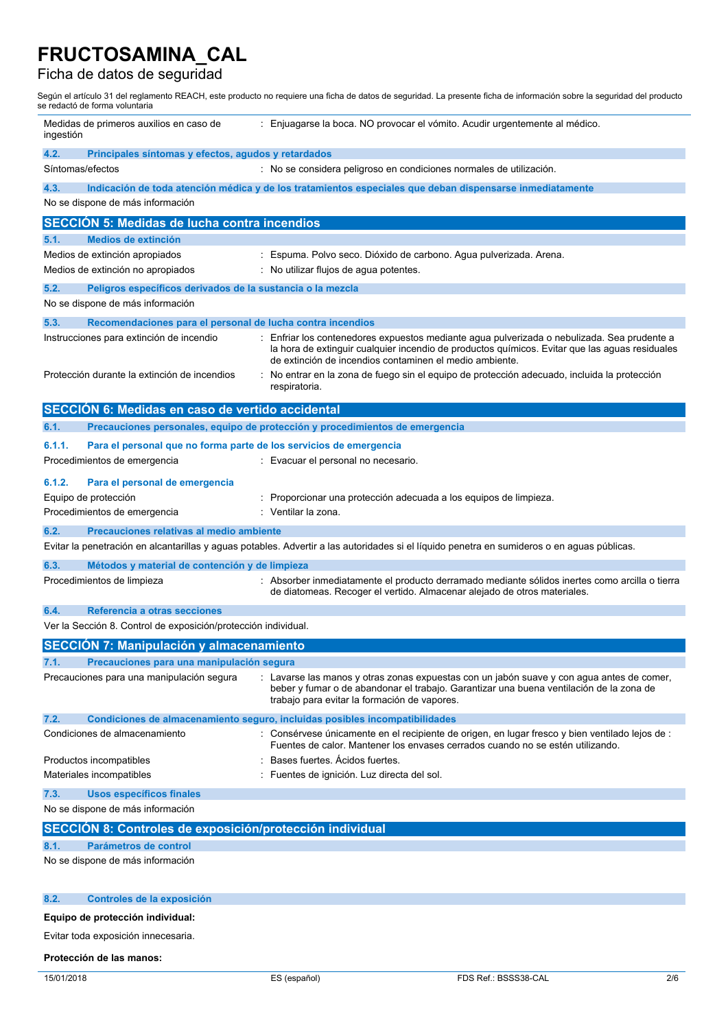# FRUCTOSAMINA_CAL

Ficha de datos de seguridad

Según el artículo 31 del reglamento REACH, este producto no requiere una ficha de datos de seguridad. La presente ficha de información sobre la seguridad del producto se redactó de forma voluntaria

| | |
|---|---|
| Medidas de primeros auxilios en caso de ingestión | : Enjuagarse la boca. NO provocar el vómito. Acudir urgentemente al médico. |

### 4.2. Principales síntomas y efectos, agudos y retardados

| | |
|---|---|
| Síntomas/efectos | : No se considera peligroso en condiciones normales de utilización. |

### 4.3. Indicación de toda atención médica y de los tratamientos especiales que deban dispensarse inmediatamente

No se dispone de más información

## SECCIÓN 5: Medidas de lucha contra incendios

### 5.1. Medios de extinción

| | |
|---|---|
| Medios de extinción apropiados | : Espuma. Polvo seco. Dióxido de carbono. Agua pulverizada. Arena. |
| Medios de extinción no apropiados | : No utilizar flujos de agua potentes. |

### 5.2. Peligros específicos derivados de la sustancia o la mezcla

No se dispone de más información

### 5.3. Recomendaciones para el personal de lucha contra incendios

| | |
|---|---|
| Instrucciones para extinción de incendio | : Enfriar los contenedores expuestos mediante agua pulverizada o nebulizada. Sea prudente a la hora de extinguir cualquier incendio de productos químicos. Evitar que las aguas residuales de extinción de incendios contaminen el medio ambiente. |
| Protección durante la extinción de incendios | : No entrar en la zona de fuego sin el equipo de protección adecuado, incluida la protección respiratoria. |

## SECCIÓN 6: Medidas en caso de vertido accidental

### 6.1. Precauciones personales, equipo de protección y procedimientos de emergencia

#### 6.1.1. Para el personal que no forma parte de los servicios de emergencia

| | |
|---|---|
| Procedimientos de emergencia | : Evacuar el personal no necesario. |

#### 6.1.2. Para el personal de emergencia

| | |
|---|---|
| Equipo de protección | : Proporcionar una protección adecuada a los equipos de limpieza. |
| Procedimientos de emergencia | : Ventilar la zona. |

### 6.2. Precauciones relativas al medio ambiente

Evitar la penetración en alcantarillas y aguas potables. Advertir a las autoridades si el líquido penetra en sumideros o en aguas públicas.

### 6.3. Métodos y material de contención y de limpieza

| | |
|---|---|
| Procedimientos de limpieza | : Absorber inmediatamente el producto derramado mediante sólidos inertes como arcilla o tierra de diatomeas. Recoger el vertido. Almacenar alejado de otros materiales. |

### 6.4. Referencia a otras secciones

Ver la Sección 8. Control de exposición/protección individual.

## SECCIÓN 7: Manipulación y almacenamiento

### 7.1. Precauciones para una manipulación segura

| | |
|---|---|
| Precauciones para una manipulación segura | : Lavarse las manos y otras zonas expuestas con un jabón suave y con agua antes de comer, beber y fumar o de abandonar el trabajo. Garantizar una buena ventilación de la zona de trabajo para evitar la formación de vapores. |

### 7.2. Condiciones de almacenamiento seguro, incluidas posibles incompatibilidades

| | |
|---|---|
| Condiciones de almacenamiento | : Consérvese únicamente en el recipiente de origen, en lugar fresco y bien ventilado lejos de : Fuentes de calor. Mantener los envases cerrados cuando no se estén utilizando. |
| Productos incompatibles | : Bases fuertes. Ácidos fuertes. |
| Materiales incompatibles | : Fuentes de ignición. Luz directa del sol. |

### 7.3. Usos específicos finales

No se dispone de más información

## SECCIÓN 8: Controles de exposición/protección individual

### 8.1. Parámetros de control

No se dispone de más información

### 8.2. Controles de la exposición

**Equipo de protección individual:**

Evitar toda exposición innecesaria.

**Protección de las manos:**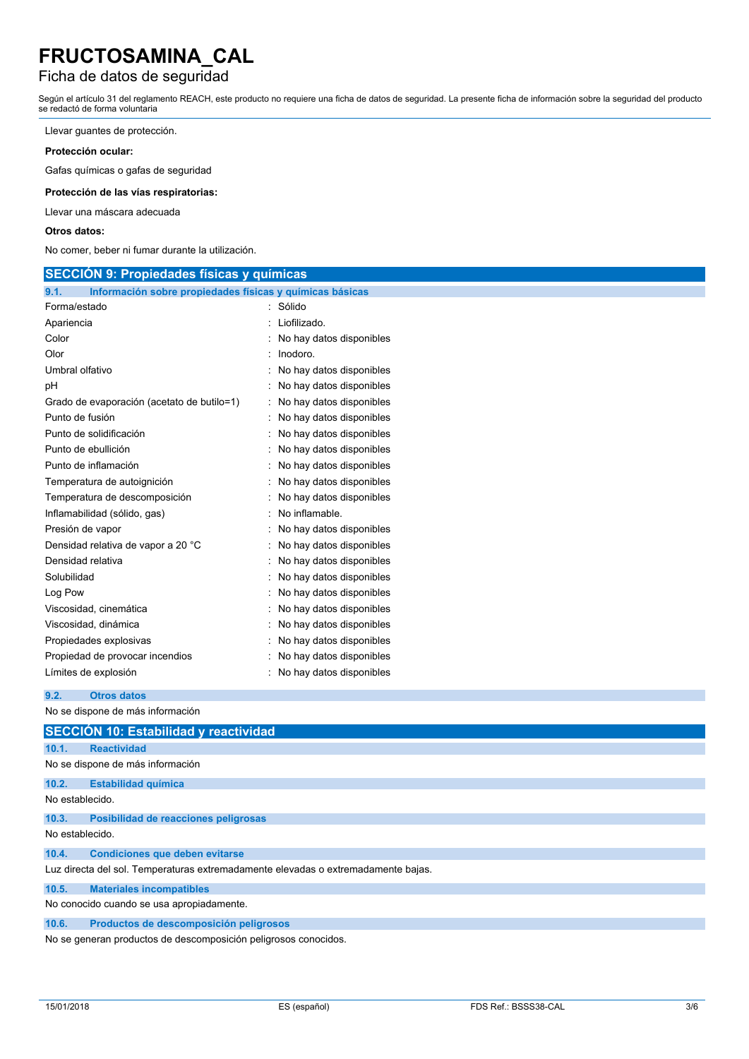Llevar guantes de protección.

**Protección ocular:**

Gafas químicas o gafas de seguridad

**Protección de las vías respiratorias:**

Llevar una máscara adecuada

**Otros datos:**

No comer, beber ni fumar durante la utilización.

## SECCIÓN 9: Propiedades físicas y químicas

### 9.1. Información sobre propiedades físicas y químicas básicas

| Propiedad | Valor |
|---|---|
| Forma/estado | : Sólido |
| Apariencia | : Liofilizado. |
| Color | : No hay datos disponibles |
| Olor | : Inodoro. |
| Umbral olfativo | : No hay datos disponibles |
| pH | : No hay datos disponibles |
| Grado de evaporación (acetato de butilo=1) | : No hay datos disponibles |
| Punto de fusión | : No hay datos disponibles |
| Punto de solidificación | : No hay datos disponibles |
| Punto de ebullición | : No hay datos disponibles |
| Punto de inflamación | : No hay datos disponibles |
| Temperatura de autoignición | : No hay datos disponibles |
| Temperatura de descomposición | : No hay datos disponibles |
| Inflamabilidad (sólido, gas) | : No inflamable. |
| Presión de vapor | : No hay datos disponibles |
| Densidad relativa de vapor a 20 °C | : No hay datos disponibles |
| Densidad relativa | : No hay datos disponibles |
| Solubilidad | : No hay datos disponibles |
| Log Pow | : No hay datos disponibles |
| Viscosidad, cinemática | : No hay datos disponibles |
| Viscosidad, dinámica | : No hay datos disponibles |
| Propiedades explosivas | : No hay datos disponibles |
| Propiedad de provocar incendios | : No hay datos disponibles |
| Límites de explosión | : No hay datos disponibles |

### 9.2. Otros datos

No se dispone de más información

## SECCIÓN 10: Estabilidad y reactividad

### 10.1. Reactividad

No se dispone de más información

### 10.2. Estabilidad química

No establecido.

### 10.3. Posibilidad de reacciones peligrosas

No establecido.

### 10.4. Condiciones que deben evitarse

Luz directa del sol. Temperaturas extremadamente elevadas o extremadamente bajas.

### 10.5. Materiales incompatibles

No conocido cuando se usa apropiadamente.

### 10.6. Productos de descomposición peligrosos

No se generan productos de descomposición peligrosos conocidos.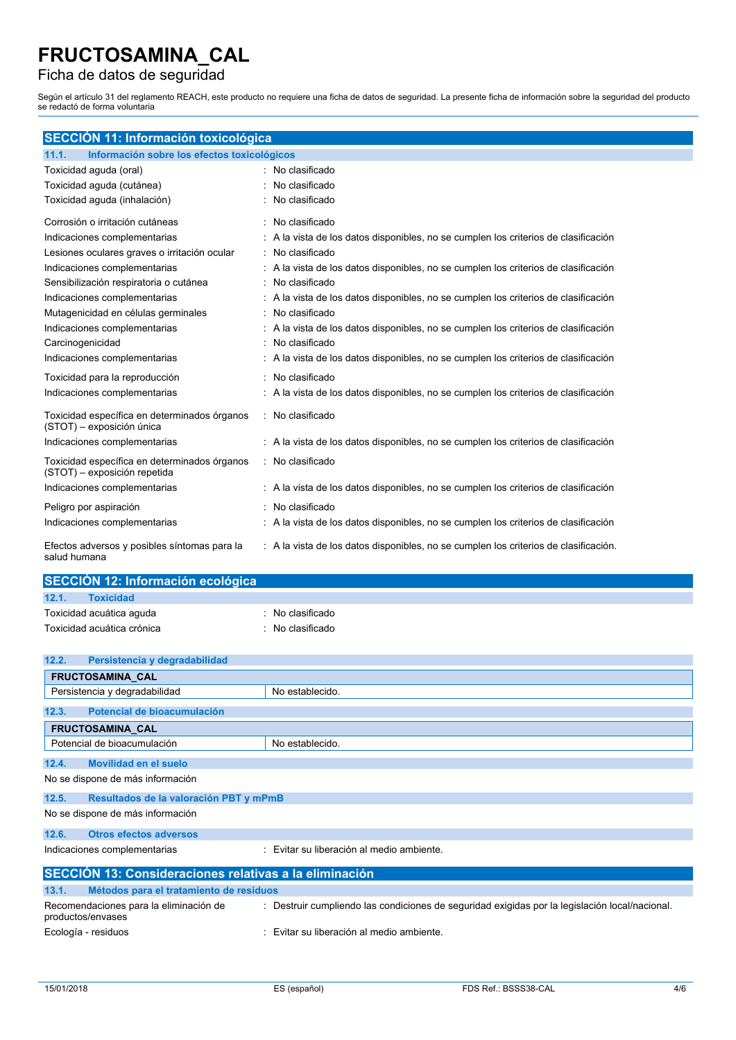# FRUCTOSAMINA_CAL

Ficha de datos de seguridad

Según el artículo 31 del reglamento REACH, este producto no requiere una ficha de datos de seguridad. La presente ficha de información sobre la seguridad del producto se redactó de forma voluntaria

## SECCIÓN 11: Información toxicológica

### 11.1. Información sobre los efectos toxicológicos

| | |
|---|---|
| Toxicidad aguda (oral) | : No clasificado |
| Toxicidad aguda (cutánea) | : No clasificado |
| Toxicidad aguda (inhalación) | : No clasificado |
| Corrosión o irritación cutáneas | : No clasificado |
| Indicaciones complementarias | : A la vista de los datos disponibles, no se cumplen los criterios de clasificación |
| Lesiones oculares graves o irritación ocular | : No clasificado |
| Indicaciones complementarias | : A la vista de los datos disponibles, no se cumplen los criterios de clasificación |
| Sensibilización respiratoria o cutánea | : No clasificado |
| Indicaciones complementarias | : A la vista de los datos disponibles, no se cumplen los criterios de clasificación |
| Mutagenicidad en células germinales | : No clasificado |
| Indicaciones complementarias | : A la vista de los datos disponibles, no se cumplen los criterios de clasificación |
| Carcinogenicidad | : No clasificado |
| Indicaciones complementarias | : A la vista de los datos disponibles, no se cumplen los criterios de clasificación |
| Toxicidad para la reproducción | : No clasificado |
| Indicaciones complementarias | : A la vista de los datos disponibles, no se cumplen los criterios de clasificación |
| Toxicidad específica en determinados órganos (STOT) – exposición única | : No clasificado |
| Indicaciones complementarias | : A la vista de los datos disponibles, no se cumplen los criterios de clasificación |
| Toxicidad específica en determinados órganos (STOT) – exposición repetida | : No clasificado |
| Indicaciones complementarias | : A la vista de los datos disponibles, no se cumplen los criterios de clasificación |
| Peligro por aspiración | : No clasificado |
| Indicaciones complementarias | : A la vista de los datos disponibles, no se cumplen los criterios de clasificación |
| Efectos adversos y posibles síntomas para la salud humana | : A la vista de los datos disponibles, no se cumplen los criterios de clasificación. |

## SECCIÓN 12: Información ecológica

### 12.1. Toxicidad

| | |
|---|---|
| Toxicidad acuática aguda | : No clasificado |
| Toxicidad acuática crónica | : No clasificado |

### 12.2. Persistencia y degradabilidad

| FRUCTOSAMINA_CAL | |
|---|---|
| Persistencia y degradabilidad | No establecido. |

### 12.3. Potencial de bioacumulación

| FRUCTOSAMINA_CAL | |
|---|---|
| Potencial de bioacumulación | No establecido. |

### 12.4. Movilidad en el suelo

No se dispone de más información

### 12.5. Resultados de la valoración PBT y mPmB

No se dispone de más información

### 12.6. Otros efectos adversos

| | |
|---|---|
| Indicaciones complementarias | : Evitar su liberación al medio ambiente. |

## SECCIÓN 13: Consideraciones relativas a la eliminación

### 13.1. Métodos para el tratamiento de residuos

| | |
|---|---|
| Recomendaciones para la eliminación de productos/envases | : Destruir cumpliendo las condiciones de seguridad exigidas por la legislación local/nacional. |
| Ecología - residuos | : Evitar su liberación al medio ambiente. |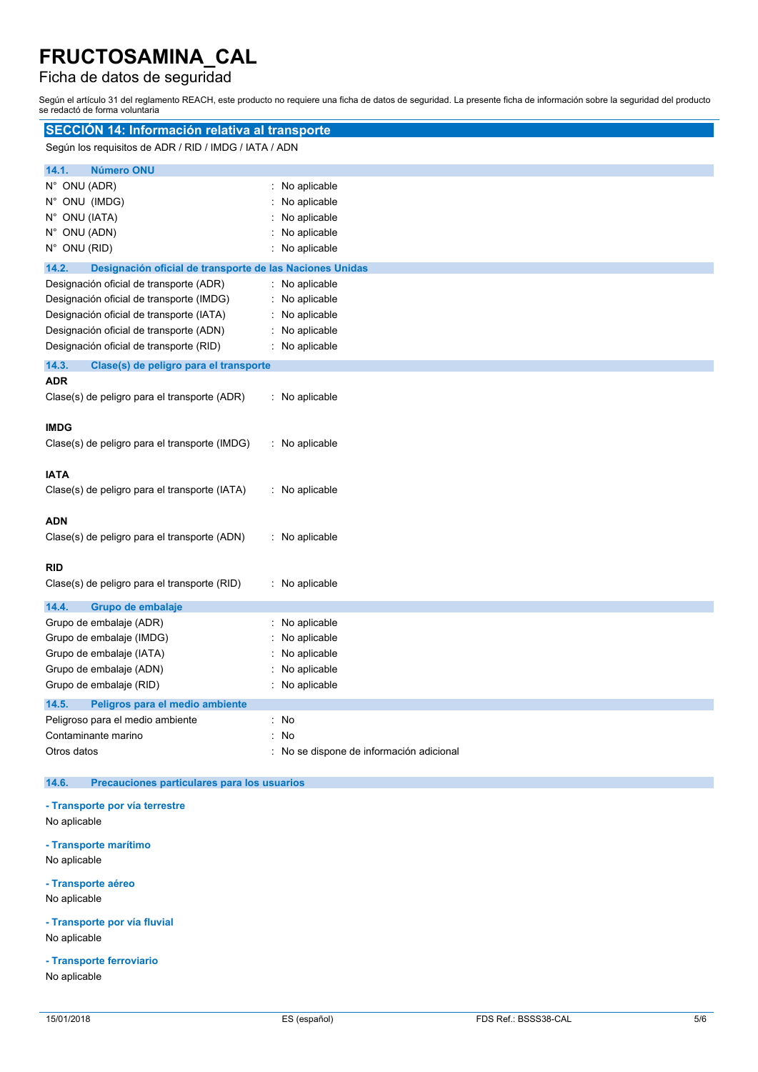# FRUCTOSAMINA_CAL

Ficha de datos de seguridad

Según el artículo 31 del reglamento REACH, este producto no requiere una ficha de datos de seguridad. La presente ficha de información sobre la seguridad del producto se redactó de forma voluntaria

## SECCIÓN 14: Información relativa al transporte

Según los requisitos de ADR / RID / IMDG / IATA / ADN

### 14.1. Número ONU

N° ONU (ADR) : No aplicable
N° ONU (IMDG) : No aplicable
N° ONU (IATA) : No aplicable
N° ONU (ADN) : No aplicable
N° ONU (RID) : No aplicable

### 14.2. Designación oficial de transporte de las Naciones Unidas

Designación oficial de transporte (ADR) : No aplicable
Designación oficial de transporte (IMDG) : No aplicable
Designación oficial de transporte (IATA) : No aplicable
Designación oficial de transporte (ADN) : No aplicable
Designación oficial de transporte (RID) : No aplicable

### 14.3. Clase(s) de peligro para el transporte

**ADR**

Clase(s) de peligro para el transporte (ADR) : No aplicable

**IMDG**

Clase(s) de peligro para el transporte (IMDG) : No aplicable

**IATA**

Clase(s) de peligro para el transporte (IATA) : No aplicable

**ADN**

Clase(s) de peligro para el transporte (ADN) : No aplicable

**RID**

Clase(s) de peligro para el transporte (RID) : No aplicable

### 14.4. Grupo de embalaje

Grupo de embalaje (ADR) : No aplicable
Grupo de embalaje (IMDG) : No aplicable
Grupo de embalaje (IATA) : No aplicable
Grupo de embalaje (ADN) : No aplicable
Grupo de embalaje (RID) : No aplicable

### 14.5. Peligros para el medio ambiente

Peligroso para el medio ambiente : No
Contaminante marino : No
Otros datos : No se dispone de información adicional

### 14.6. Precauciones particulares para los usuarios

**- Transporte por vía terrestre**

No aplicable

**- Transporte marítimo**

No aplicable

**- Transporte aéreo**

No aplicable

**- Transporte por vía fluvial**

No aplicable

**- Transporte ferroviario**

No aplicable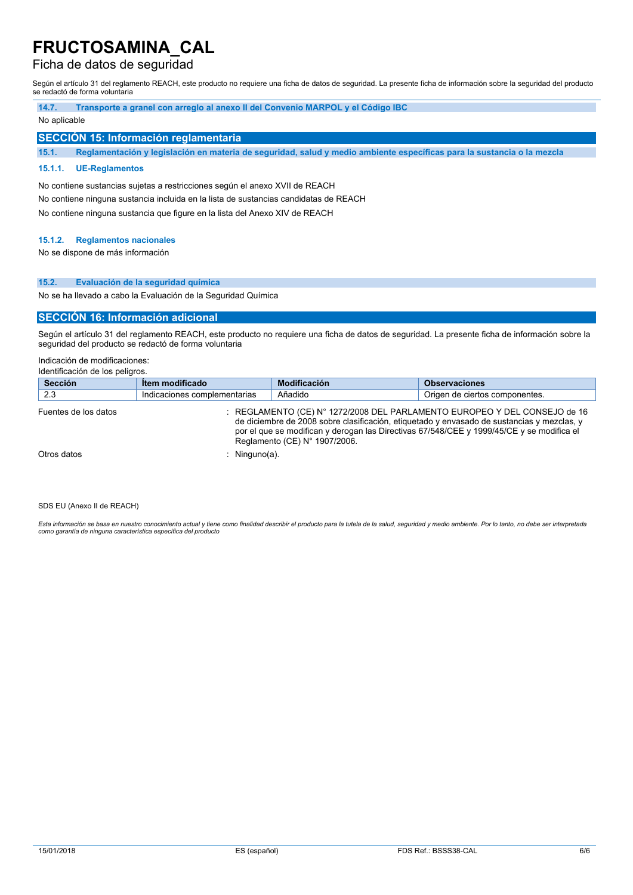### 14.7. Transporte a granel con arreglo al anexo II del Convenio MARPOL y el Código IBC

No aplicable

## SECCIÓN 15: Información reglamentaria

### 15.1. Reglamentación y legislación en materia de seguridad, salud y medio ambiente específicas para la sustancia o la mezcla

#### 15.1.1. UE-Reglamentos

No contiene sustancias sujetas a restricciones según el anexo XVII de REACH

No contiene ninguna sustancia incluida en la lista de sustancias candidatas de REACH

No contiene ninguna sustancia que figure en la lista del Anexo XIV de REACH

#### 15.1.2. Reglamentos nacionales

No se dispone de más información

### 15.2. Evaluación de la seguridad química

No se ha llevado a cabo la Evaluación de la Seguridad Química

## SECCIÓN 16: Información adicional

Según el artículo 31 del reglamento REACH, este producto no requiere una ficha de datos de seguridad. La presente ficha de información sobre la seguridad del producto se redactó de forma voluntaria

Indicación de modificaciones:
Identificación de los peligros.

| Sección | Ítem modificado | Modificación | Observaciones |
|---|---|---|---|
| 2.3 | Indicaciones complementarias | Añadido | Origen de ciertos componentes. |

Fuentes de los datos : REGLAMENTO (CE) N° 1272/2008 DEL PARLAMENTO EUROPEO Y DEL CONSEJO de 16 de diciembre de 2008 sobre clasificación, etiquetado y envasado de sustancias y mezclas, y por el que se modifican y derogan las Directivas 67/548/CEE y 1999/45/CE y se modifica el Reglamento (CE) N° 1907/2006.

Otros datos : Ninguno(a).

SDS EU (Anexo II de REACH)

*Esta información se basa en nuestro conocimiento actual y tiene como finalidad describir el producto para la tutela de la salud, seguridad y medio ambiente. Por lo tanto, no debe ser interpretada como garantía de ninguna característica específica del producto*